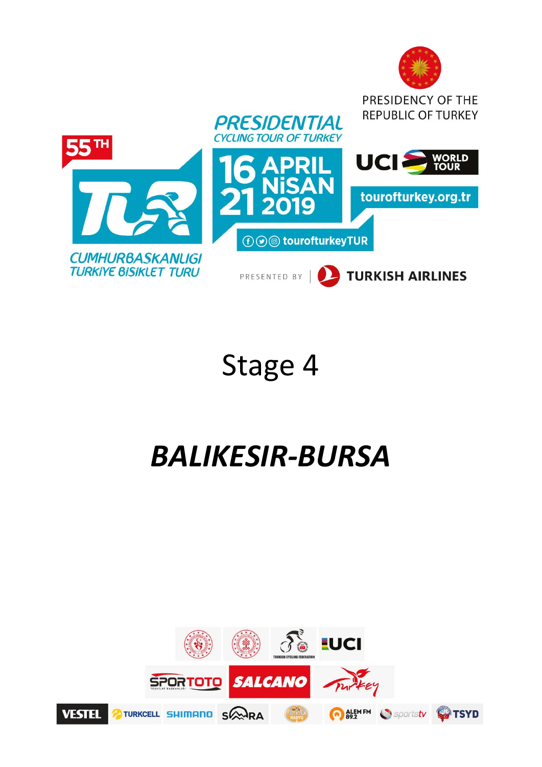PRESIDENCY OF THE REPUBLIC OF TURKEY

55TH

PRESIDENTIAL CYCLING TOUR OF TURKEY

CUMHURBASKANLIGI TURKIYE BISIKLET TURU

16 APRIL NİSAN 21 2019

UCI WORLD TOUR

tourofturkey.org.tr

tourofturkeyTUR

PRESENTED BY | TURKISH AIRLINES

# Stage 4

# *BALIKESIR-BURSA*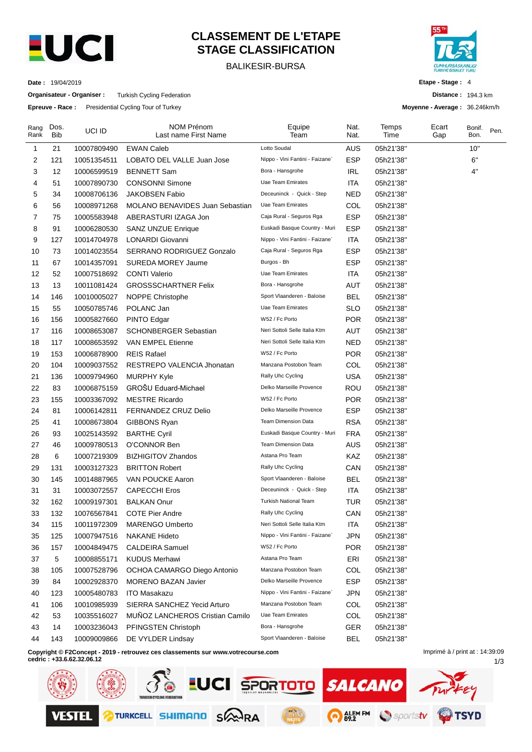# CLASSEMENT DE L'ETAPE
# STAGE CLASSIFICATION

BALIKESIR-BURSA

**Date :** 19/04/2019

**Organisateur - Organiser :** Turkish Cycling Federation

**Epreuve - Race :** Presidential Cycling Tour of Turkey

**Etape - Stage :** 4

**Distance :** 194.3 km

**Moyenne - Average :** 36.246km/h

| Rang Rank | Dos. Bib | UCI ID | NOM Prénom Last name First Name | Equipe Team | Nat. Nat. | Temps Time | Ecart Gap | Bonif. Bon. | Pen. |
|---|---|---|---|---|---|---|---|---|---|
| 1 | 21 | 10007809490 | EWAN Caleb | Lotto Soudal | AUS | 05h21'38'' | | 10'' | |
| 2 | 121 | 10051354511 | LOBATO DEL VALLE Juan Jose | Nippo - Vini Fantini - Faizane` | ESP | 05h21'38'' | | 6'' | |
| 3 | 12 | 10006599519 | BENNETT Sam | Bora - Hansgrohe | IRL | 05h21'38'' | | 4'' | |
| 4 | 51 | 10007890730 | CONSONNI Simone | Uae Team Emirates | ITA | 05h21'38'' | | | |
| 5 | 34 | 10008706136 | JAKOBSEN Fabio | Deceuninck - Quick - Step | NED | 05h21'38'' | | | |
| 6 | 56 | 10008971268 | MOLANO BENAVIDES Juan Sebastian | Uae Team Emirates | COL | 05h21'38'' | | | |
| 7 | 75 | 10005583948 | ABERASTURI IZAGA Jon | Caja Rural - Seguros Rga | ESP | 05h21'38'' | | | |
| 8 | 91 | 10006280530 | SANZ UNZUE Enrique | Euskadi Basque Country - Muri | ESP | 05h21'38'' | | | |
| 9 | 127 | 10014704978 | LONARDI Giovanni | Nippo - Vini Fantini - Faizane` | ITA | 05h21'38'' | | | |
| 10 | 73 | 10014023554 | SERRANO RODRIGUEZ Gonzalo | Caja Rural - Seguros Rga | ESP | 05h21'38'' | | | |
| 11 | 67 | 10014357091 | SUREDA MOREY Jaume | Burgos - Bh | ESP | 05h21'38'' | | | |
| 12 | 52 | 10007518692 | CONTI Valerio | Uae Team Emirates | ITA | 05h21'38'' | | | |
| 13 | 13 | 10011081424 | GROSSSCHARTNER Felix | Bora - Hansgrohe | AUT | 05h21'38'' | | | |
| 14 | 146 | 10010005027 | NOPPE Christophe | Sport Vlaanderen - Baloise | BEL | 05h21'38'' | | | |
| 15 | 55 | 10050785746 | POLANC Jan | Uae Team Emirates | SLO | 05h21'38'' | | | |
| 16 | 156 | 10005827660 | PINTO Edgar | W52 / Fc Porto | POR | 05h21'38'' | | | |
| 17 | 116 | 10008653087 | SCHONBERGER Sebastian | Neri Sottoli Selle Italia Ktm | AUT | 05h21'38'' | | | |
| 18 | 117 | 10008653592 | VAN EMPEL Etienne | Neri Sottoli Selle Italia Ktm | NED | 05h21'38'' | | | |
| 19 | 153 | 10006878900 | REIS Rafael | W52 / Fc Porto | POR | 05h21'38'' | | | |
| 20 | 104 | 10009037552 | RESTREPO VALENCIA Jhonatan | Manzana Postobon Team | COL | 05h21'38'' | | | |
| 21 | 136 | 10009794960 | MURPHY Kyle | Rally Uhc Cycling | USA | 05h21'38'' | | | |
| 22 | 83 | 10006875159 | GROŠU Eduard-Michael | Delko Marseille Provence | ROU | 05h21'38'' | | | |
| 23 | 155 | 10003367092 | MESTRE Ricardo | W52 / Fc Porto | POR | 05h21'38'' | | | |
| 24 | 81 | 10006142811 | FERNANDEZ CRUZ Delio | Delko Marseille Provence | ESP | 05h21'38'' | | | |
| 25 | 41 | 10008673804 | GIBBONS Ryan | Team Dimension Data | RSA | 05h21'38'' | | | |
| 26 | 93 | 10025143592 | BARTHE Cyril | Euskadi Basque Country - Muri | FRA | 05h21'38'' | | | |
| 27 | 46 | 10009780513 | O'CONNOR Ben | Team Dimension Data | AUS | 05h21'38'' | | | |
| 28 | 6 | 10007219309 | BIZHIGITOV Zhandos | Astana Pro Team | KAZ | 05h21'38'' | | | |
| 29 | 131 | 10003127323 | BRITTON Robert | Rally Uhc Cycling | CAN | 05h21'38'' | | | |
| 30 | 145 | 10014887965 | VAN POUCKE Aaron | Sport Vlaanderen - Baloise | BEL | 05h21'38'' | | | |
| 31 | 31 | 10003072557 | CAPECCHI Eros | Deceuninck - Quick - Step | ITA | 05h21'38'' | | | |
| 32 | 162 | 10009197301 | BALKAN Onur | Turkish National Team | TUR | 05h21'38'' | | | |
| 33 | 132 | 10076567841 | COTE Pier Andre | Rally Uhc Cycling | CAN | 05h21'38'' | | | |
| 34 | 115 | 10011972309 | MARENGO Umberto | Neri Sottoli Selle Italia Ktm | ITA | 05h21'38'' | | | |
| 35 | 125 | 10007947516 | NAKANE Hideto | Nippo - Vini Fantini - Faizane` | JPN | 05h21'38'' | | | |
| 36 | 157 | 10004849475 | CALDEIRA Samuel | W52 / Fc Porto | POR | 05h21'38'' | | | |
| 37 | 5 | 10008855171 | KUDUS Merhawi | Astana Pro Team | ERI | 05h21'38'' | | | |
| 38 | 105 | 10007528796 | OCHOA CAMARGO Diego Antonio | Manzana Postobon Team | COL | 05h21'38'' | | | |
| 39 | 84 | 10002928370 | MORENO BAZAN Javier | Delko Marseille Provence | ESP | 05h21'38'' | | | |
| 40 | 123 | 10005480783 | ITO Masakazu | Nippo - Vini Fantini - Faizane` | JPN | 05h21'38'' | | | |
| 41 | 106 | 10010985939 | SIERRA SANCHEZ Yecid Arturo | Manzana Postobon Team | COL | 05h21'38'' | | | |
| 42 | 53 | 10035516027 | MUÑOZ LANCHEROS Cristian Camilo | Uae Team Emirates | COL | 05h21'38'' | | | |
| 43 | 14 | 10003236043 | PFINGSTEN Christoph | Bora - Hansgrohe | GER | 05h21'38'' | | | |
| 44 | 143 | 10009009866 | DE VYLDER Lindsay | Sport Vlaanderen - Baloise | BEL | 05h21'38'' | | | |

**Copyright © F2Concept - 2019 - retrouvez ces classements sur www.votrecourse.com**
**cedric : +33.6.62.32.06.12**

Imprimé à / print at : 14:39:09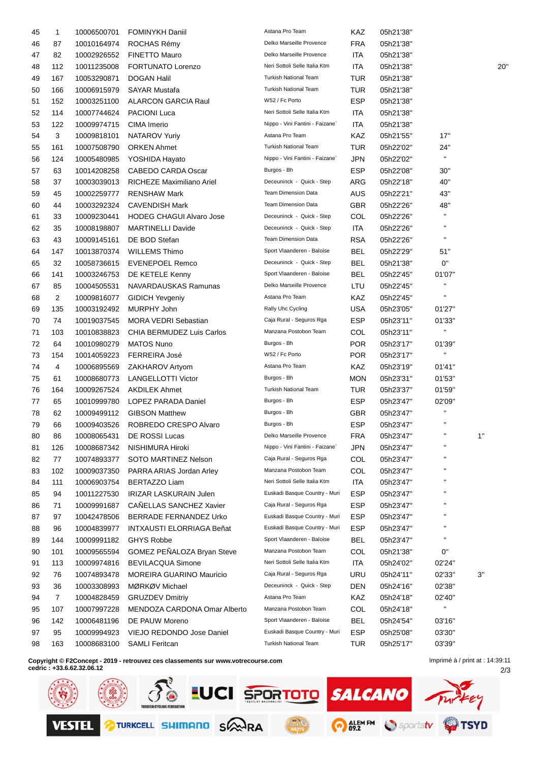| | | | | | | | | |
|---|---|---|---|---|---|---|---|---|
| 45 | 1 | 10006500701 | FOMINYKH Daniil | Astana Pro Team | KAZ | 05h21'38'' | | |
| 46 | 87 | 10010164974 | ROCHAS Rémy | Delko Marseille Provence | FRA | 05h21'38'' | | |
| 47 | 82 | 10002926552 | FINETTO Mauro | Delko Marseille Provence | ITA | 05h21'38'' | | |
| 48 | 112 | 10011235008 | FORTUNATO Lorenzo | Neri Sottoli Selle Italia Ktm | ITA | 05h21'38'' | | 20'' |
| 49 | 167 | 10053290871 | DOGAN Halil | Turkish National Team | TUR | 05h21'38'' | | |
| 50 | 166 | 10006915979 | SAYAR Mustafa | Turkish National Team | TUR | 05h21'38'' | | |
| 51 | 152 | 10003251100 | ALARCON GARCIA Raul | W52 / Fc Porto | ESP | 05h21'38'' | | |
| 52 | 114 | 10007744624 | PACIONI Luca | Neri Sottoli Selle Italia Ktm | ITA | 05h21'38'' | | |
| 53 | 122 | 10009974715 | CIMA Imerio | Nippo - Vini Fantini - Faizane` | ITA | 05h21'38'' | | |
| 54 | 3 | 10009818101 | NATAROV Yuriy | Astana Pro Team | KAZ | 05h21'55'' | 17'' | |
| 55 | 161 | 10007508790 | ORKEN Ahmet | Turkish National Team | TUR | 05h22'02'' | 24'' | |
| 56 | 124 | 10005480985 | YOSHIDA Hayato | Nippo - Vini Fantini - Faizane` | JPN | 05h22'02'' | '' | |
| 57 | 63 | 10014208258 | CABEDO CARDA Oscar | Burgos - Bh | ESP | 05h22'08'' | 30'' | |
| 58 | 37 | 10003039013 | RICHEZE Maximiliano Ariel | Deceuninck - Quick - Step | ARG | 05h22'18'' | 40'' | |
| 59 | 45 | 10002259777 | RENSHAW Mark | Team Dimension Data | AUS | 05h22'21'' | 43'' | |
| 60 | 44 | 10003292324 | CAVENDISH Mark | Team Dimension Data | GBR | 05h22'26'' | 48'' | |
| 61 | 33 | 10009230441 | HODEG CHAGUI Alvaro Jose | Deceuninck - Quick - Step | COL | 05h22'26'' | '' | |
| 62 | 35 | 10008198807 | MARTINELLI Davide | Deceuninck - Quick - Step | ITA | 05h22'26'' | '' | |
| 63 | 43 | 10009145161 | DE BOD Stefan | Team Dimension Data | RSA | 05h22'26'' | '' | |
| 64 | 147 | 10013870374 | WILLEMS Thimo | Sport Vlaanderen - Baloise | BEL | 05h22'29'' | 51'' | |
| 65 | 32 | 10058736615 | EVENEPOEL Remco | Deceuninck - Quick - Step | BEL | 05h21'38'' | 0'' | |
| 66 | 141 | 10003246753 | DE KETELE Kenny | Sport Vlaanderen - Baloise | BEL | 05h22'45'' | 01'07'' | |
| 67 | 85 | 10004505531 | NAVARDAUSKAS Ramunas | Delko Marseille Provence | LTU | 05h22'45'' | '' | |
| 68 | 2 | 10009816077 | GIDICH Yevgeniy | Astana Pro Team | KAZ | 05h22'45'' | '' | |
| 69 | 135 | 10003192492 | MURPHY John | Rally Uhc Cycling | USA | 05h23'05'' | 01'27'' | |
| 70 | 74 | 10019037545 | MORA VEDRI Sebastian | Caja Rural - Seguros Rga | ESP | 05h23'11'' | 01'33'' | |
| 71 | 103 | 10010838823 | CHIA BERMUDEZ Luis Carlos | Manzana Postobon Team | COL | 05h23'11'' | '' | |
| 72 | 64 | 10010980279 | MATOS Nuno | Burgos - Bh | POR | 05h23'17'' | 01'39'' | |
| 73 | 154 | 10014059223 | FERREIRA José | W52 / Fc Porto | POR | 05h23'17'' | '' | |
| 74 | 4 | 10006895569 | ZAKHAROV Artyom | Astana Pro Team | KAZ | 05h23'19'' | 01'41'' | |
| 75 | 61 | 10008680773 | LANGELLOTTI Victor | Burgos - Bh | MON | 05h23'31'' | 01'53'' | |
| 76 | 164 | 10009267524 | AKDILEK Ahmet | Turkish National Team | TUR | 05h23'37'' | 01'59'' | |
| 77 | 65 | 10010999780 | LOPEZ PARADA Daniel | Burgos - Bh | ESP | 05h23'47'' | 02'09'' | |
| 78 | 62 | 10009499112 | GIBSON Matthew | Burgos - Bh | GBR | 05h23'47'' | '' | |
| 79 | 66 | 10009403526 | ROBREDO CRESPO Alvaro | Burgos - Bh | ESP | 05h23'47'' | '' | |
| 80 | 86 | 10008065431 | DE ROSSI Lucas | Delko Marseille Provence | FRA | 05h23'47'' | '' | 1'' |
| 81 | 126 | 10008687342 | NISHIMURA Hiroki | Nippo - Vini Fantini - Faizane` | JPN | 05h23'47'' | '' | |
| 82 | 77 | 10074893377 | SOTO MARTINEZ Nelson | Caja Rural - Seguros Rga | COL | 05h23'47'' | '' | |
| 83 | 102 | 10009037350 | PARRA ARIAS Jordan Arley | Manzana Postobon Team | COL | 05h23'47'' | '' | |
| 84 | 111 | 10006903754 | BERTAZZO Liam | Neri Sottoli Selle Italia Ktm | ITA | 05h23'47'' | '' | |
| 85 | 94 | 10011227530 | IRIZAR LASKURAIN Julen | Euskadi Basque Country - Muri | ESP | 05h23'47'' | '' | |
| 86 | 71 | 10009991687 | CAÑELLAS SANCHEZ Xavier | Caja Rural - Seguros Rga | ESP | 05h23'47'' | '' | |
| 87 | 97 | 10042478506 | BERRADE FERNANDEZ Urko | Euskadi Basque Country - Muri | ESP | 05h23'47'' | '' | |
| 88 | 96 | 10004839977 | INTXAUSTI ELORRIAGA Beñat | Euskadi Basque Country - Muri | ESP | 05h23'47'' | '' | |
| 89 | 144 | 10009991182 | GHYS Robbe | Sport Vlaanderen - Baloise | BEL | 05h23'47'' | '' | |
| 90 | 101 | 10009565594 | GOMEZ PEÑALOZA Bryan Steve | Manzana Postobon Team | COL | 05h21'38'' | 0'' | |
| 91 | 113 | 10009974816 | BEVILACQUA Simone | Neri Sottoli Selle Italia Ktm | ITA | 05h24'02'' | 02'24'' | |
| 92 | 76 | 10074893478 | MOREIRA GUARINO Mauricio | Caja Rural - Seguros Rga | URU | 05h24'11'' | 02'33'' | 3'' |
| 93 | 36 | 10003308993 | MØRKØV Michael | Deceuninck - Quick - Step | DEN | 05h24'16'' | 02'38'' | |
| 94 | 7 | 10004828459 | GRUZDEV Dmitriy | Astana Pro Team | KAZ | 05h24'18'' | 02'40'' | |
| 95 | 107 | 10007997228 | MENDOZA CARDONA Omar Alberto | Manzana Postobon Team | COL | 05h24'18'' | '' | |
| 96 | 142 | 10006481196 | DE PAUW Moreno | Sport Vlaanderen - Baloise | BEL | 05h24'54'' | 03'16'' | |
| 97 | 95 | 10009994923 | VIEJO REDONDO Jose Daniel | Euskadi Basque Country - Muri | ESP | 05h25'08'' | 03'30'' | |
| 98 | 163 | 10008683100 | SAMLI Feritcan | Turkish National Team | TUR | 05h25'17'' | 03'39'' | |

**Copyright © F2Concept - 2019 - retrouvez ces classements sur www.votrecourse.com**
**cedric : +33.6.62.32.06.12**

Imprimé à / print at : 14:39:11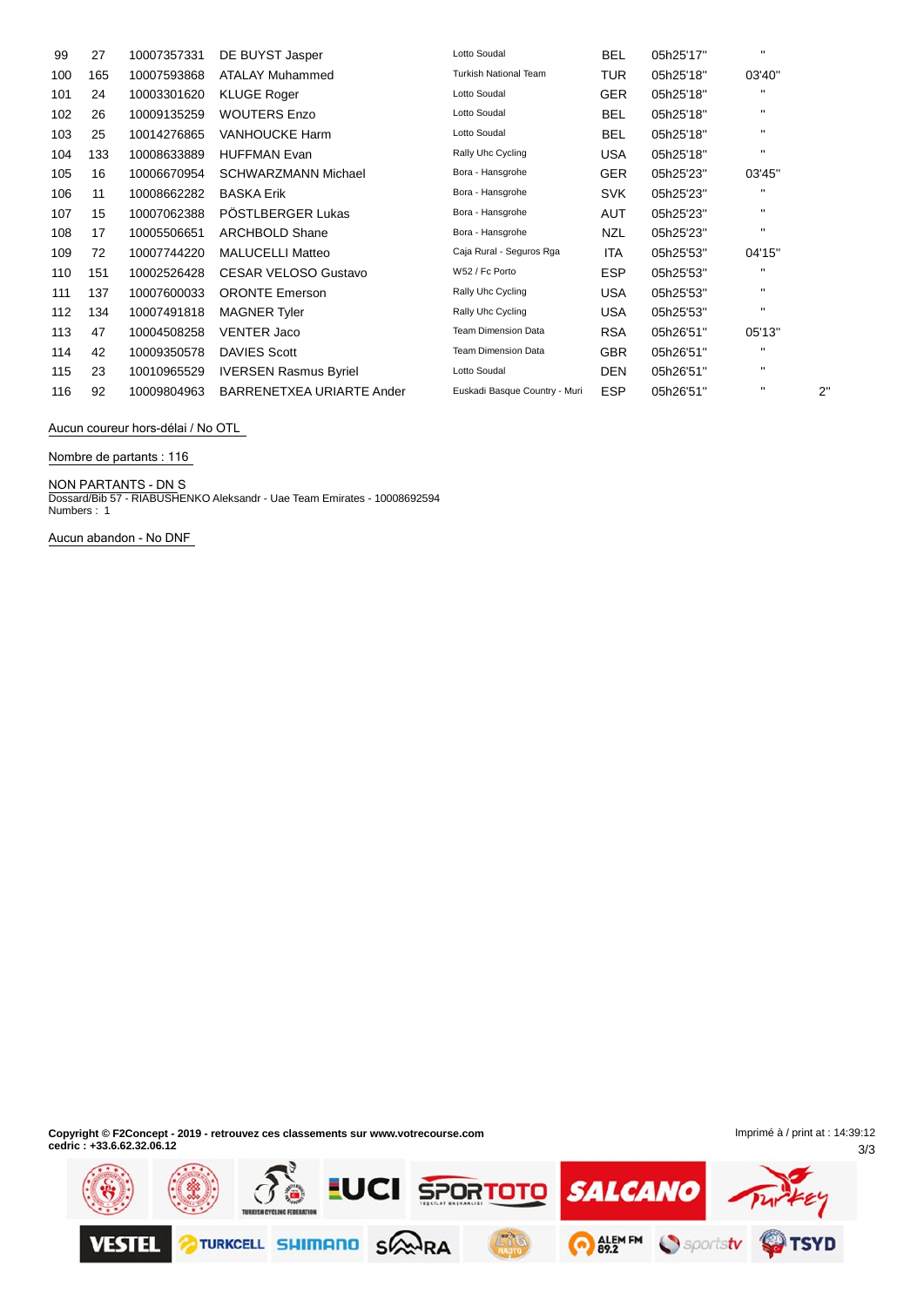| | | | | | | | | |
|---|---|---|---|---|---|---|---|---|
| 99 | 27 | 10007357331 | DE BUYST Jasper | Lotto Soudal | BEL | 05h25'17'' | " | |
| 100 | 165 | 10007593868 | ATALAY Muhammed | Turkish National Team | TUR | 05h25'18'' | 03'40'' | |
| 101 | 24 | 10003301620 | KLUGE Roger | Lotto Soudal | GER | 05h25'18'' | " | |
| 102 | 26 | 10009135259 | WOUTERS Enzo | Lotto Soudal | BEL | 05h25'18'' | " | |
| 103 | 25 | 10014276865 | VANHOUCKE Harm | Lotto Soudal | BEL | 05h25'18'' | " | |
| 104 | 133 | 10008633889 | HUFFMAN Evan | Rally Uhc Cycling | USA | 05h25'18'' | " | |
| 105 | 16 | 10006670954 | SCHWARZMANN Michael | Bora - Hansgrohe | GER | 05h25'23'' | 03'45'' | |
| 106 | 11 | 10008662282 | BASKA Erik | Bora - Hansgrohe | SVK | 05h25'23'' | " | |
| 107 | 15 | 10007062388 | PÖSTLBERGER Lukas | Bora - Hansgrohe | AUT | 05h25'23'' | " | |
| 108 | 17 | 10005506651 | ARCHBOLD Shane | Bora - Hansgrohe | NZL | 05h25'23'' | " | |
| 109 | 72 | 10007744220 | MALUCELLI Matteo | Caja Rural - Seguros Rga | ITA | 05h25'53'' | 04'15'' | |
| 110 | 151 | 10002526428 | CESAR VELOSO Gustavo | W52 / Fc Porto | ESP | 05h25'53'' | " | |
| 111 | 137 | 10007600033 | ORONTE Emerson | Rally Uhc Cycling | USA | 05h25'53'' | " | |
| 112 | 134 | 10007491818 | MAGNER Tyler | Rally Uhc Cycling | USA | 05h25'53'' | " | |
| 113 | 47 | 10004508258 | VENTER Jaco | Team Dimension Data | RSA | 05h26'51'' | 05'13'' | |
| 114 | 42 | 10009350578 | DAVIES Scott | Team Dimension Data | GBR | 05h26'51'' | " | |
| 115 | 23 | 10010965529 | IVERSEN Rasmus Byriel | Lotto Soudal | DEN | 05h26'51'' | " | |
| 116 | 92 | 10009804963 | BARRENETXEA URIARTE Ander | Euskadi Basque Country - Muri | ESP | 05h26'51'' | " | 2'' |

Aucun coureur hors-délai / No OTL

Nombre de partants : 116

NON PARTANTS - DN S
Dossard/Bib 57 - RIABUSHENKO Aleksandr - Uae Team Emirates - 10008692594
Numbers : 1

Aucun abandon - No DNF

**Copyright © F2Concept - 2019 - retrouvez ces classements sur www.votrecourse.com**
**cedric : +33.6.62.32.06.12**

Imprimé à / print at : 14:39:12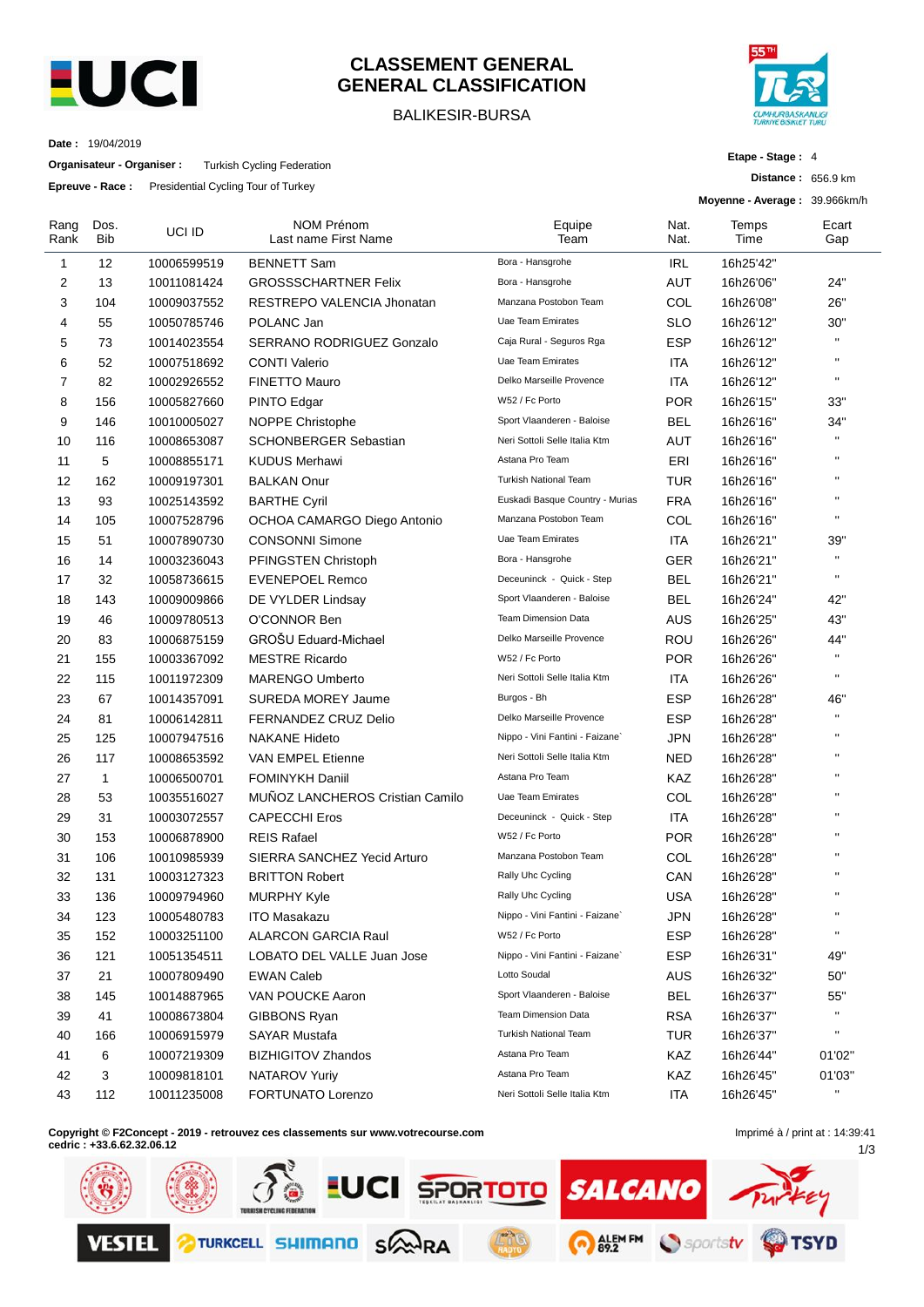# CLASSEMENT GENERAL
# GENERAL CLASSIFICATION

BALIKESIR-BURSA

**Date :** 19/04/2019

**Organisateur - Organiser :** Turkish Cycling Federation

**Epreuve - Race :** Presidential Cycling Tour of Turkey

**Etape - Stage :** 4

**Distance :** 656.9 km

**Moyenne - Average :** 39.966km/h

| Rang Rank | Dos. Bib | UCI ID | NOM Prénom Last name First Name | Equipe Team | Nat. Nat. | Temps Time | Ecart Gap |
|---|---|---|---|---|---|---|---|
| 1 | 12 | 10006599519 | BENNETT Sam | Bora - Hansgrohe | IRL | 16h25'42" | |
| 2 | 13 | 10011081424 | GROSSSCHARTNER Felix | Bora - Hansgrohe | AUT | 16h26'06" | 24" |
| 3 | 104 | 10009037552 | RESTREPO VALENCIA Jhonatan | Manzana Postobon Team | COL | 16h26'08" | 26" |
| 4 | 55 | 10050785746 | POLANC Jan | Uae Team Emirates | SLO | 16h26'12" | 30" |
| 5 | 73 | 10014023554 | SERRANO RODRIGUEZ Gonzalo | Caja Rural - Seguros Rga | ESP | 16h26'12" | " |
| 6 | 52 | 10007518692 | CONTI Valerio | Uae Team Emirates | ITA | 16h26'12" | " |
| 7 | 82 | 10002926552 | FINETTO Mauro | Delko Marseille Provence | ITA | 16h26'12" | " |
| 8 | 156 | 10005827660 | PINTO Edgar | W52 / Fc Porto | POR | 16h26'15" | 33" |
| 9 | 146 | 10010005027 | NOPPE Christophe | Sport Vlaanderen - Baloise | BEL | 16h26'16" | 34" |
| 10 | 116 | 10008653087 | SCHONBERGER Sebastian | Neri Sottoli Selle Italia Ktm | AUT | 16h26'16" | " |
| 11 | 5 | 10008855171 | KUDUS Merhawi | Astana Pro Team | ERI | 16h26'16" | " |
| 12 | 162 | 10009197301 | BALKAN Onur | Turkish National Team | TUR | 16h26'16" | " |
| 13 | 93 | 10025143592 | BARTHE Cyril | Euskadi Basque Country - Murias | FRA | 16h26'16" | " |
| 14 | 105 | 10007528796 | OCHOA CAMARGO Diego Antonio | Manzana Postobon Team | COL | 16h26'16" | " |
| 15 | 51 | 10007890730 | CONSONNI Simone | Uae Team Emirates | ITA | 16h26'21" | 39" |
| 16 | 14 | 10003236043 | PFINGSTEN Christoph | Bora - Hansgrohe | GER | 16h26'21" | " |
| 17 | 32 | 10058736615 | EVENEPOEL Remco | Deceuninck - Quick - Step | BEL | 16h26'21" | " |
| 18 | 143 | 10009009866 | DE VYLDER Lindsay | Sport Vlaanderen - Baloise | BEL | 16h26'24" | 42" |
| 19 | 46 | 10009780513 | O'CONNOR Ben | Team Dimension Data | AUS | 16h26'25" | 43" |
| 20 | 83 | 10006875159 | GROŠU Eduard-Michael | Delko Marseille Provence | ROU | 16h26'26" | 44" |
| 21 | 155 | 10003367092 | MESTRE Ricardo | W52 / Fc Porto | POR | 16h26'26" | " |
| 22 | 115 | 10011972309 | MARENGO Umberto | Neri Sottoli Selle Italia Ktm | ITA | 16h26'26" | " |
| 23 | 67 | 10014357091 | SUREDA MOREY Jaume | Burgos - Bh | ESP | 16h26'28" | 46" |
| 24 | 81 | 10006142811 | FERNANDEZ CRUZ Delio | Delko Marseille Provence | ESP | 16h26'28" | " |
| 25 | 125 | 10007947516 | NAKANE Hideto | Nippo - Vini Fantini - Faizane` | JPN | 16h26'28" | " |
| 26 | 117 | 10008653592 | VAN EMPEL Etienne | Neri Sottoli Selle Italia Ktm | NED | 16h26'28" | " |
| 27 | 1 | 10006500701 | FOMINYKH Daniil | Astana Pro Team | KAZ | 16h26'28" | " |
| 28 | 53 | 10035516027 | MUÑOZ LANCHEROS Cristian Camilo | Uae Team Emirates | COL | 16h26'28" | " |
| 29 | 31 | 10003072557 | CAPECCHI Eros | Deceuninck - Quick - Step | ITA | 16h26'28" | " |
| 30 | 153 | 10006878900 | REIS Rafael | W52 / Fc Porto | POR | 16h26'28" | " |
| 31 | 106 | 10010985939 | SIERRA SANCHEZ Yecid Arturo | Manzana Postobon Team | COL | 16h26'28" | " |
| 32 | 131 | 10003127323 | BRITTON Robert | Rally Uhc Cycling | CAN | 16h26'28" | " |
| 33 | 136 | 10009794960 | MURPHY Kyle | Rally Uhc Cycling | USA | 16h26'28" | " |
| 34 | 123 | 10005480783 | ITO Masakazu | Nippo - Vini Fantini - Faizane` | JPN | 16h26'28" | " |
| 35 | 152 | 10003251100 | ALARCON GARCIA Raul | W52 / Fc Porto | ESP | 16h26'28" | " |
| 36 | 121 | 10051354511 | LOBATO DEL VALLE Juan Jose | Nippo - Vini Fantini - Faizane` | ESP | 16h26'31" | 49" |
| 37 | 21 | 10007809490 | EWAN Caleb | Lotto Soudal | AUS | 16h26'32" | 50" |
| 38 | 145 | 10014887965 | VAN POUCKE Aaron | Sport Vlaanderen - Baloise | BEL | 16h26'37" | 55" |
| 39 | 41 | 10008673804 | GIBBONS Ryan | Team Dimension Data | RSA | 16h26'37" | " |
| 40 | 166 | 10006915979 | SAYAR Mustafa | Turkish National Team | TUR | 16h26'37" | " |
| 41 | 6 | 10007219309 | BIZHIGITOV Zhandos | Astana Pro Team | KAZ | 16h26'44" | 01'02" |
| 42 | 3 | 10009818101 | NATAROV Yuriy | Astana Pro Team | KAZ | 16h26'45" | 01'03" |
| 43 | 112 | 10011235008 | FORTUNATO Lorenzo | Neri Sottoli Selle Italia Ktm | ITA | 16h26'45" | " |

**Copyright © F2Concept - 2019 - retrouvez ces classements sur www.votrecourse.com**
**cedric : +33.6.62.32.06.12**

Imprimé à / print at : 14:39:41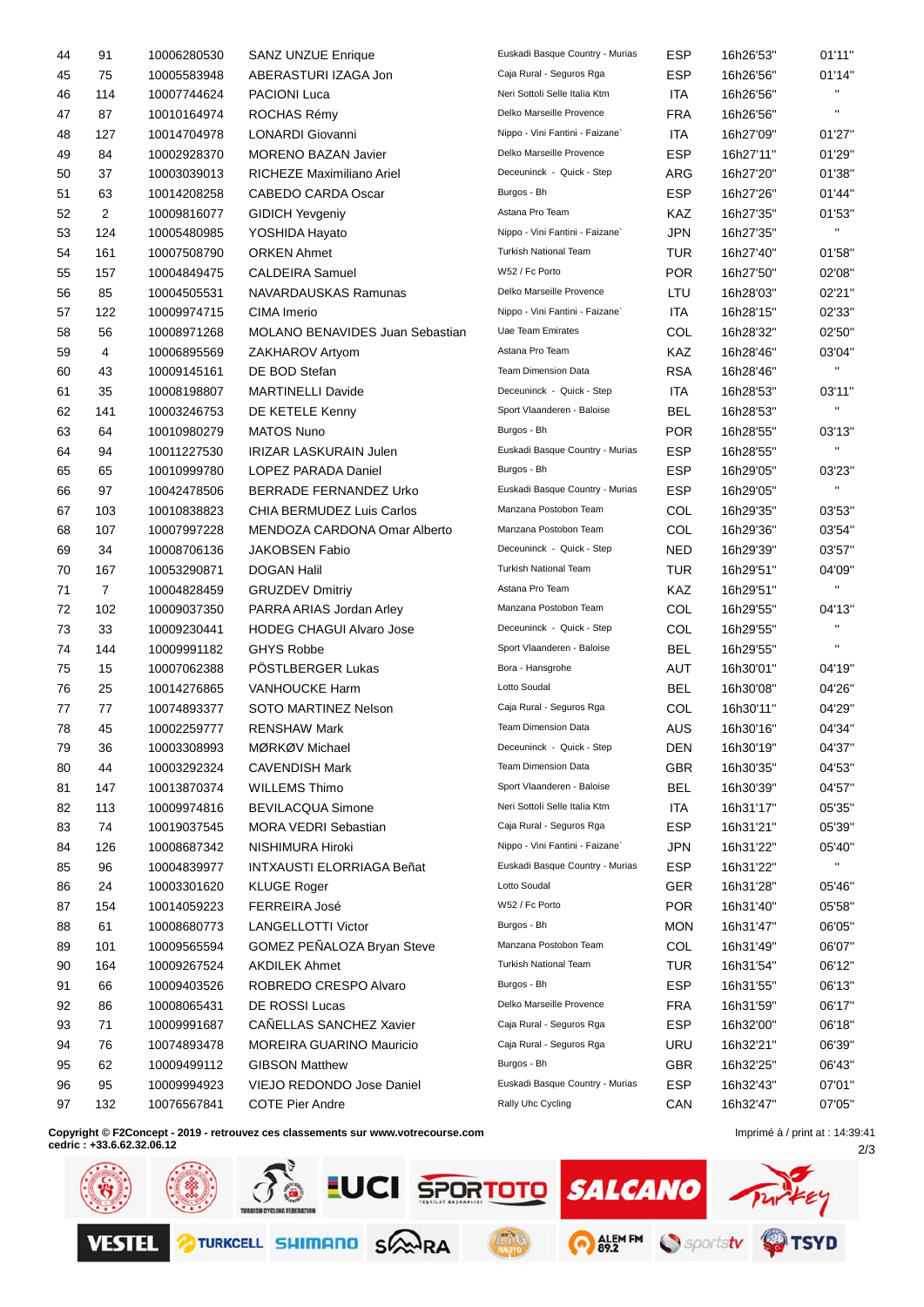| | | | | | | | |
|---|---|---|---|---|---|---|---|
| 44 | 91 | 10006280530 | SANZ UNZUE Enrique | Euskadi Basque Country - Murias | ESP | 16h26'53" | 01'11" |
| 45 | 75 | 10005583948 | ABERASTURI IZAGA Jon | Caja Rural - Seguros Rga | ESP | 16h26'56" | 01'14" |
| 46 | 114 | 10007744624 | PACIONI Luca | Neri Sottoli Selle Italia Ktm | ITA | 16h26'56" | " |
| 47 | 87 | 10010164974 | ROCHAS Rémy | Delko Marseille Provence | FRA | 16h26'56" | " |
| 48 | 127 | 10014704978 | LONARDI Giovanni | Nippo - Vini Fantini - Faizane` | ITA | 16h27'09" | 01'27" |
| 49 | 84 | 10002928370 | MORENO BAZAN Javier | Delko Marseille Provence | ESP | 16h27'11" | 01'29" |
| 50 | 37 | 10003039013 | RICHEZE Maximiliano Ariel | Deceuninck - Quick - Step | ARG | 16h27'20" | 01'38" |
| 51 | 63 | 10014208258 | CABEDO CARDA Oscar | Burgos - Bh | ESP | 16h27'26" | 01'44" |
| 52 | 2 | 10009816077 | GIDICH Yevgeniy | Astana Pro Team | KAZ | 16h27'35" | 01'53" |
| 53 | 124 | 10005480985 | YOSHIDA Hayato | Nippo - Vini Fantini - Faizane` | JPN | 16h27'35" | " |
| 54 | 161 | 10007508790 | ORKEN Ahmet | Turkish National Team | TUR | 16h27'40" | 01'58" |
| 55 | 157 | 10004849475 | CALDEIRA Samuel | W52 / Fc Porto | POR | 16h27'50" | 02'08" |
| 56 | 85 | 10004505531 | NAVARDAUSKAS Ramunas | Delko Marseille Provence | LTU | 16h28'03" | 02'21" |
| 57 | 122 | 10009974715 | CIMA Imerio | Nippo - Vini Fantini - Faizane` | ITA | 16h28'15" | 02'33" |
| 58 | 56 | 10008971268 | MOLANO BENAVIDES Juan Sebastian | Uae Team Emirates | COL | 16h28'32" | 02'50" |
| 59 | 4 | 10006895569 | ZAKHAROV Artyom | Astana Pro Team | KAZ | 16h28'46" | 03'04" |
| 60 | 43 | 10009145161 | DE BOD Stefan | Team Dimension Data | RSA | 16h28'46" | " |
| 61 | 35 | 10008198807 | MARTINELLI Davide | Deceuninck - Quick - Step | ITA | 16h28'53" | 03'11" |
| 62 | 141 | 10003246753 | DE KETELE Kenny | Sport Vlaanderen - Baloise | BEL | 16h28'53" | " |
| 63 | 64 | 10010980279 | MATOS Nuno | Burgos - Bh | POR | 16h28'55" | 03'13" |
| 64 | 94 | 10011227530 | IRIZAR LASKURAIN Julen | Euskadi Basque Country - Murias | ESP | 16h28'55" | " |
| 65 | 65 | 10010999780 | LOPEZ PARADA Daniel | Burgos - Bh | ESP | 16h29'05" | 03'23" |
| 66 | 97 | 10042478506 | BERRADE FERNANDEZ Urko | Euskadi Basque Country - Murias | ESP | 16h29'05" | " |
| 67 | 103 | 10010838823 | CHIA BERMUDEZ Luis Carlos | Manzana Postobon Team | COL | 16h29'35" | 03'53" |
| 68 | 107 | 10007997228 | MENDOZA CARDONA Omar Alberto | Manzana Postobon Team | COL | 16h29'36" | 03'54" |
| 69 | 34 | 10008706136 | JAKOBSEN Fabio | Deceuninck - Quick - Step | NED | 16h29'39" | 03'57" |
| 70 | 167 | 10053290871 | DOGAN Halil | Turkish National Team | TUR | 16h29'51" | 04'09" |
| 71 | 7 | 10004828459 | GRUZDEV Dmitriy | Astana Pro Team | KAZ | 16h29'51" | " |
| 72 | 102 | 10009037350 | PARRA ARIAS Jordan Arley | Manzana Postobon Team | COL | 16h29'55" | 04'13" |
| 73 | 33 | 10009230441 | HODEG CHAGUI Alvaro Jose | Deceuninck - Quick - Step | COL | 16h29'55" | " |
| 74 | 144 | 10009991182 | GHYS Robbe | Sport Vlaanderen - Baloise | BEL | 16h29'55" | " |
| 75 | 15 | 10007062388 | PÖSTLBERGER Lukas | Bora - Hansgrohe | AUT | 16h30'01" | 04'19" |
| 76 | 25 | 10014276865 | VANHOUCKE Harm | Lotto Soudal | BEL | 16h30'08" | 04'26" |
| 77 | 77 | 10074893377 | SOTO MARTINEZ Nelson | Caja Rural - Seguros Rga | COL | 16h30'11" | 04'29" |
| 78 | 45 | 10002259777 | RENSHAW Mark | Team Dimension Data | AUS | 16h30'16" | 04'34" |
| 79 | 36 | 10003308993 | MØRKØV Michael | Deceuninck - Quick - Step | DEN | 16h30'19" | 04'37" |
| 80 | 44 | 10003292324 | CAVENDISH Mark | Team Dimension Data | GBR | 16h30'35" | 04'53" |
| 81 | 147 | 10013870374 | WILLEMS Thimo | Sport Vlaanderen - Baloise | BEL | 16h30'39" | 04'57" |
| 82 | 113 | 10009974816 | BEVILACQUA Simone | Neri Sottoli Selle Italia Ktm | ITA | 16h31'17" | 05'35" |
| 83 | 74 | 10019037545 | MORA VEDRI Sebastian | Caja Rural - Seguros Rga | ESP | 16h31'21" | 05'39" |
| 84 | 126 | 10008687342 | NISHIMURA Hiroki | Nippo - Vini Fantini - Faizane` | JPN | 16h31'22" | 05'40" |
| 85 | 96 | 10004839977 | INTXAUSTI ELORRIAGA Beñat | Euskadi Basque Country - Murias | ESP | 16h31'22" | " |
| 86 | 24 | 10003301620 | KLUGE Roger | Lotto Soudal | GER | 16h31'28" | 05'46" |
| 87 | 154 | 10014059223 | FERREIRA José | W52 / Fc Porto | POR | 16h31'40" | 05'58" |
| 88 | 61 | 10008680773 | LANGELLOTTI Victor | Burgos - Bh | MON | 16h31'47" | 06'05" |
| 89 | 101 | 10009565594 | GOMEZ PEÑALOZA Bryan Steve | Manzana Postobon Team | COL | 16h31'49" | 06'07" |
| 90 | 164 | 10009267524 | AKDILEK Ahmet | Turkish National Team | TUR | 16h31'54" | 06'12" |
| 91 | 66 | 10009403526 | ROBREDO CRESPO Alvaro | Burgos - Bh | ESP | 16h31'55" | 06'13" |
| 92 | 86 | 10008065431 | DE ROSSI Lucas | Delko Marseille Provence | FRA | 16h31'59" | 06'17" |
| 93 | 71 | 10009991687 | CAÑELLAS SANCHEZ Xavier | Caja Rural - Seguros Rga | ESP | 16h32'00" | 06'18" |
| 94 | 76 | 10074893478 | MOREIRA GUARINO Mauricio | Caja Rural - Seguros Rga | URU | 16h32'21" | 06'39" |
| 95 | 62 | 10009499112 | GIBSON Matthew | Burgos - Bh | GBR | 16h32'25" | 06'43" |
| 96 | 95 | 10009994923 | VIEJO REDONDO Jose Daniel | Euskadi Basque Country - Murias | ESP | 16h32'43" | 07'01" |
| 97 | 132 | 10076567841 | COTE Pier Andre | Rally Uhc Cycling | CAN | 16h32'47" | 07'05" |

**Copyright © F2Concept - 2019 - retrouvez ces classements sur www.votrecourse.com**
**cedric : +33.6.62.32.06.12**

Imprimé à / print at : 14:39:41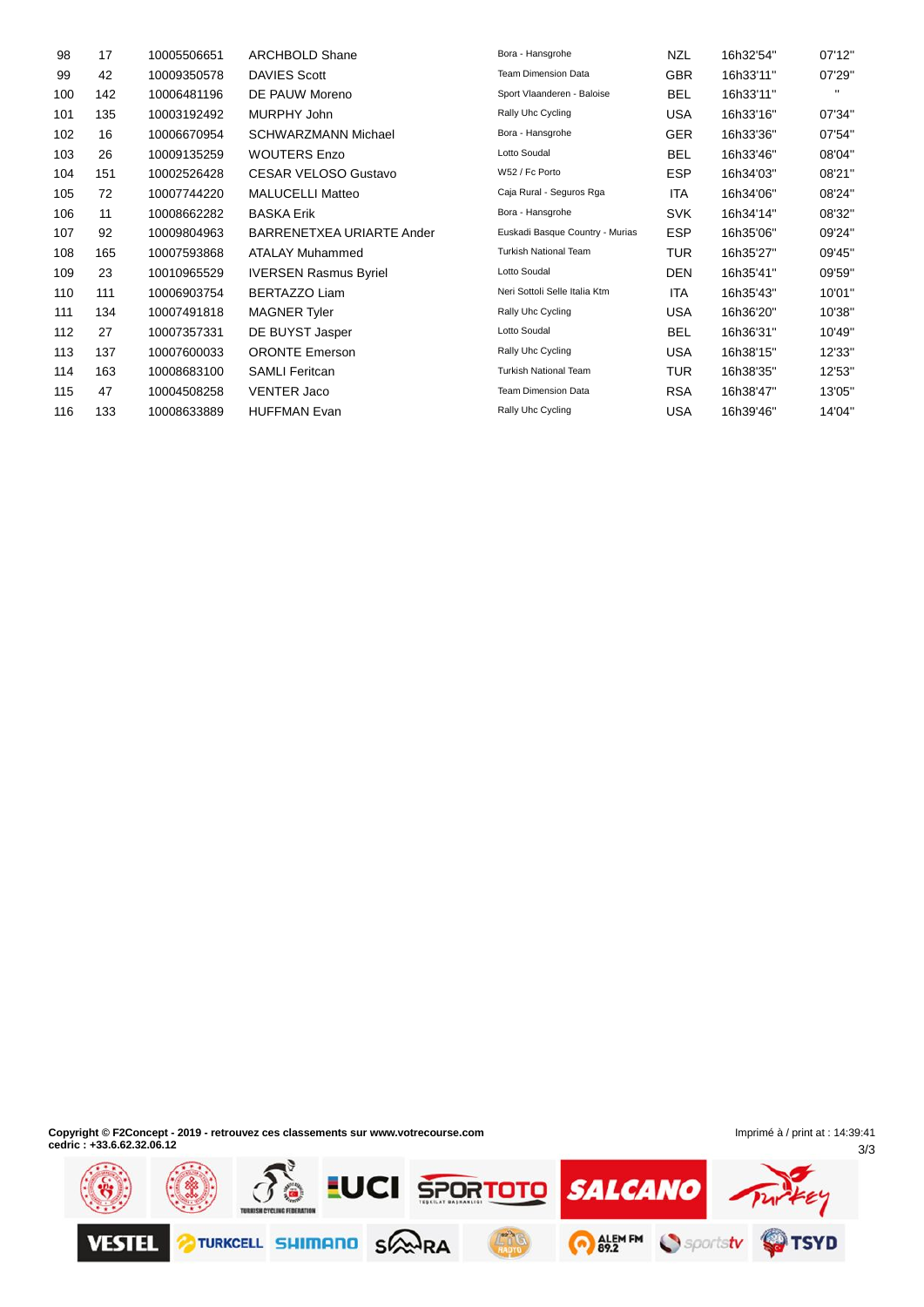| 98 | 17 | 10005506651 | ARCHBOLD Shane | Bora - Hansgrohe | NZL | 16h32'54'' | 07'12'' |
|---|---|---|---|---|---|---|---|
| 99 | 42 | 10009350578 | DAVIES Scott | Team Dimension Data | GBR | 16h33'11'' | 07'29'' |
| 100 | 142 | 10006481196 | DE PAUW Moreno | Sport Vlaanderen - Baloise | BEL | 16h33'11'' | " |
| 101 | 135 | 10003192492 | MURPHY John | Rally Uhc Cycling | USA | 16h33'16'' | 07'34'' |
| 102 | 16 | 10006670954 | SCHWARZMANN Michael | Bora - Hansgrohe | GER | 16h33'36'' | 07'54'' |
| 103 | 26 | 10009135259 | WOUTERS Enzo | Lotto Soudal | BEL | 16h33'46'' | 08'04'' |
| 104 | 151 | 10002526428 | CESAR VELOSO Gustavo | W52 / Fc Porto | ESP | 16h34'03'' | 08'21'' |
| 105 | 72 | 10007744220 | MALUCELLI Matteo | Caja Rural - Seguros Rga | ITA | 16h34'06'' | 08'24'' |
| 106 | 11 | 10008662282 | BASKA Erik | Bora - Hansgrohe | SVK | 16h34'14'' | 08'32'' |
| 107 | 92 | 10009804963 | BARRENETXEA URIARTE Ander | Euskadi Basque Country - Murias | ESP | 16h35'06'' | 09'24'' |
| 108 | 165 | 10007593868 | ATALAY Muhammed | Turkish National Team | TUR | 16h35'27'' | 09'45'' |
| 109 | 23 | 10010965529 | IVERSEN Rasmus Byriel | Lotto Soudal | DEN | 16h35'41'' | 09'59'' |
| 110 | 111 | 10006903754 | BERTAZZO Liam | Neri Sottoli Selle Italia Ktm | ITA | 16h35'43'' | 10'01'' |
| 111 | 134 | 10007491818 | MAGNER Tyler | Rally Uhc Cycling | USA | 16h36'20'' | 10'38'' |
| 112 | 27 | 10007357331 | DE BUYST Jasper | Lotto Soudal | BEL | 16h36'31'' | 10'49'' |
| 113 | 137 | 10007600033 | ORONTE Emerson | Rally Uhc Cycling | USA | 16h38'15'' | 12'33'' |
| 114 | 163 | 10008683100 | SAMLI Feritcan | Turkish National Team | TUR | 16h38'35'' | 12'53'' |
| 115 | 47 | 10004508258 | VENTER Jaco | Team Dimension Data | RSA | 16h38'47'' | 13'05'' |
| 116 | 133 | 10008633889 | HUFFMAN Evan | Rally Uhc Cycling | USA | 16h39'46'' | 14'04'' |

**Copyright © F2Concept - 2019 - retrouvez ces classements sur www.votrecourse.com**
**cedric : +33.6.62.32.06.12**

Imprimé à / print at : 14:39:41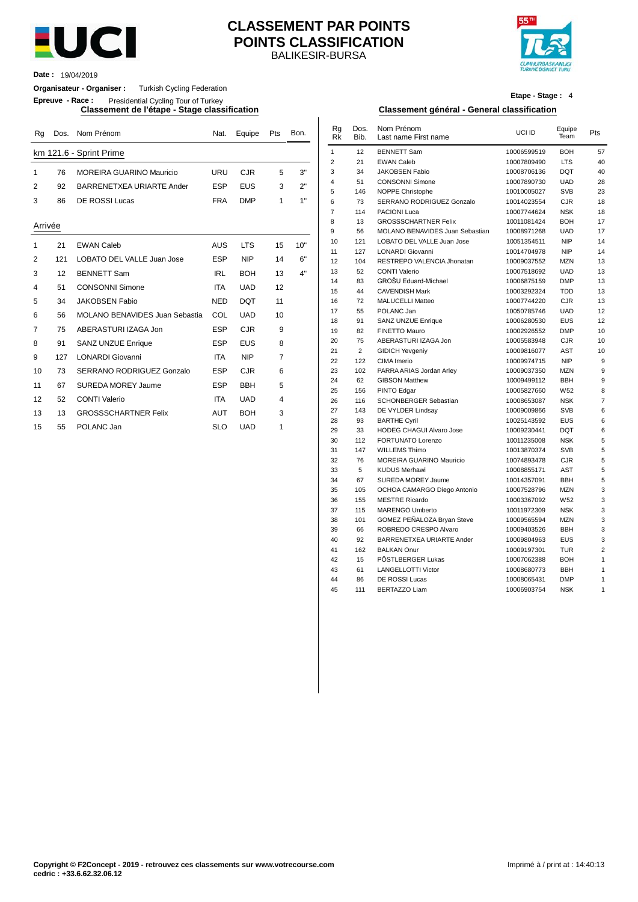# CLASSEMENT PAR POINTS
# POINTS CLASSIFICATION

BALIKESIR-BURSA

**Date :** 19/04/2019

**Organisateur - Organiser :** Turkish Cycling Federation

**Epreuve - Race :** Presidential Cycling Tour of Turkey

**Etape - Stage :** 4

## Classement de l'étape - Stage classification

| Rg | Dos. | Nom Prénom | Nat. | Equipe | Pts | Bon. |
|---|---|---|---|---|---|---|
| **km 121.6 - Sprint Prime** | | | | | | |
| 1 | 76 | MOREIRA GUARINO Mauricio | URU | CJR | 5 | 3" |
| 2 | 92 | BARRENETXEA URIARTE Ander | ESP | EUS | 3 | 2" |
| 3 | 86 | DE ROSSI Lucas | FRA | DMP | 1 | 1" |
| **Arrivée** | | | | | | |
| 1 | 21 | EWAN Caleb | AUS | LTS | 15 | 10" |
| 2 | 121 | LOBATO DEL VALLE Juan Jose | ESP | NIP | 14 | 6" |
| 3 | 12 | BENNETT Sam | IRL | BOH | 13 | 4" |
| 4 | 51 | CONSONNI Simone | ITA | UAD | 12 | |
| 5 | 34 | JAKOBSEN Fabio | NED | DQT | 11 | |
| 6 | 56 | MOLANO BENAVIDES Juan Sebastia | COL | UAD | 10 | |
| 7 | 75 | ABERASTURI IZAGA Jon | ESP | CJR | 9 | |
| 8 | 91 | SANZ UNZUE Enrique | ESP | EUS | 8 | |
| 9 | 127 | LONARDI Giovanni | ITA | NIP | 7 | |
| 10 | 73 | SERRANO RODRIGUEZ Gonzalo | ESP | CJR | 6 | |
| 11 | 67 | SUREDA MOREY Jaume | ESP | BBH | 5 | |
| 12 | 52 | CONTI Valerio | ITA | UAD | 4 | |
| 13 | 13 | GROSSSCHARTNER Felix | AUT | BOH | 3 | |
| 15 | 55 | POLANC Jan | SLO | UAD | 1 | |

## Classement général - General classification

| Rg Rk | Dos. Bib. | Nom Prénom Last name First name | UCI ID | Equipe Team | Pts |
|---|---|---|---|---|---|
| 1 | 12 | BENNETT Sam | 10006599519 | BOH | 57 |
| 2 | 21 | EWAN Caleb | 10007809490 | LTS | 40 |
| 3 | 34 | JAKOBSEN Fabio | 10008706136 | DQT | 40 |
| 4 | 51 | CONSONNI Simone | 10007890730 | UAD | 28 |
| 5 | 146 | NOPPE Christophe | 10010005027 | SVB | 23 |
| 6 | 73 | SERRANO RODRIGUEZ Gonzalo | 10014023554 | CJR | 18 |
| 7 | 114 | PACIONI Luca | 10007744624 | NSK | 18 |
| 8 | 13 | GROSSSCHARTNER Felix | 10011081424 | BOH | 17 |
| 9 | 56 | MOLANO BENAVIDES Juan Sebastian | 10008971268 | UAD | 17 |
| 10 | 121 | LOBATO DEL VALLE Juan Jose | 10051354511 | NIP | 14 |
| 11 | 127 | LONARDI Giovanni | 10014704978 | NIP | 14 |
| 12 | 104 | RESTREPO VALENCIA Jhonatan | 10009037552 | MZN | 13 |
| 13 | 52 | CONTI Valerio | 10007518692 | UAD | 13 |
| 14 | 83 | GROŠU Eduard-Michael | 10006875159 | DMP | 13 |
| 15 | 44 | CAVENDISH Mark | 10003292324 | TDD | 13 |
| 16 | 72 | MALUCELLI Matteo | 10007744220 | CJR | 13 |
| 17 | 55 | POLANC Jan | 10050785746 | UAD | 12 |
| 18 | 91 | SANZ UNZUE Enrique | 10006280530 | EUS | 12 |
| 19 | 82 | FINETTO Mauro | 10002926552 | DMP | 10 |
| 20 | 75 | ABERASTURI IZAGA Jon | 10005583948 | CJR | 10 |
| 21 | 2 | GIDICH Yevgeniy | 10009816077 | AST | 10 |
| 22 | 122 | CIMA Imerio | 10009974715 | NIP | 9 |
| 23 | 102 | PARRA ARIAS Jordan Arley | 10009037350 | MZN | 9 |
| 24 | 62 | GIBSON Matthew | 10009499112 | BBH | 9 |
| 25 | 156 | PINTO Edgar | 10005827660 | W52 | 8 |
| 26 | 116 | SCHONBERGER Sebastian | 10008653087 | NSK | 7 |
| 27 | 143 | DE VYLDER Lindsay | 10009009866 | SVB | 6 |
| 28 | 93 | BARTHE Cyril | 10025143592 | EUS | 6 |
| 29 | 33 | HODEG CHAGUI Alvaro Jose | 10009230441 | DQT | 6 |
| 30 | 112 | FORTUNATO Lorenzo | 10011235008 | NSK | 5 |
| 31 | 147 | WILLEMS Thimo | 10013870374 | SVB | 5 |
| 32 | 76 | MOREIRA GUARINO Mauricio | 10074893478 | CJR | 5 |
| 33 | 5 | KUDUS Merhawi | 10008855171 | AST | 5 |
| 34 | 67 | SUREDA MOREY Jaume | 10014357091 | BBH | 5 |
| 35 | 105 | OCHOA CAMARGO Diego Antonio | 10007528796 | MZN | 3 |
| 36 | 155 | MESTRE Ricardo | 10003367092 | W52 | 3 |
| 37 | 115 | MARENGO Umberto | 10011972309 | NSK | 3 |
| 38 | 101 | GOMEZ PEÑALOZA Bryan Steve | 10009565594 | MZN | 3 |
| 39 | 66 | ROBREDO CRESPO Alvaro | 10009403526 | BBH | 3 |
| 40 | 92 | BARRENETXEA URIARTE Ander | 10009804963 | EUS | 3 |
| 41 | 162 | BALKAN Onur | 10009197301 | TUR | 2 |
| 42 | 15 | PÖSTLBERGER Lukas | 10007062388 | BOH | 1 |
| 43 | 61 | LANGELLOTTI Victor | 10008680773 | BBH | 1 |
| 44 | 86 | DE ROSSI Lucas | 10008065431 | DMP | 1 |
| 45 | 111 | BERTAZZO Liam | 10006903754 | NSK | 1 |

**Copyright © F2Concept - 2019 - retrouvez ces classements sur www.votrecourse.com**
**cedric : +33.6.62.32.06.12**

Imprimé à / print at : 14:40:13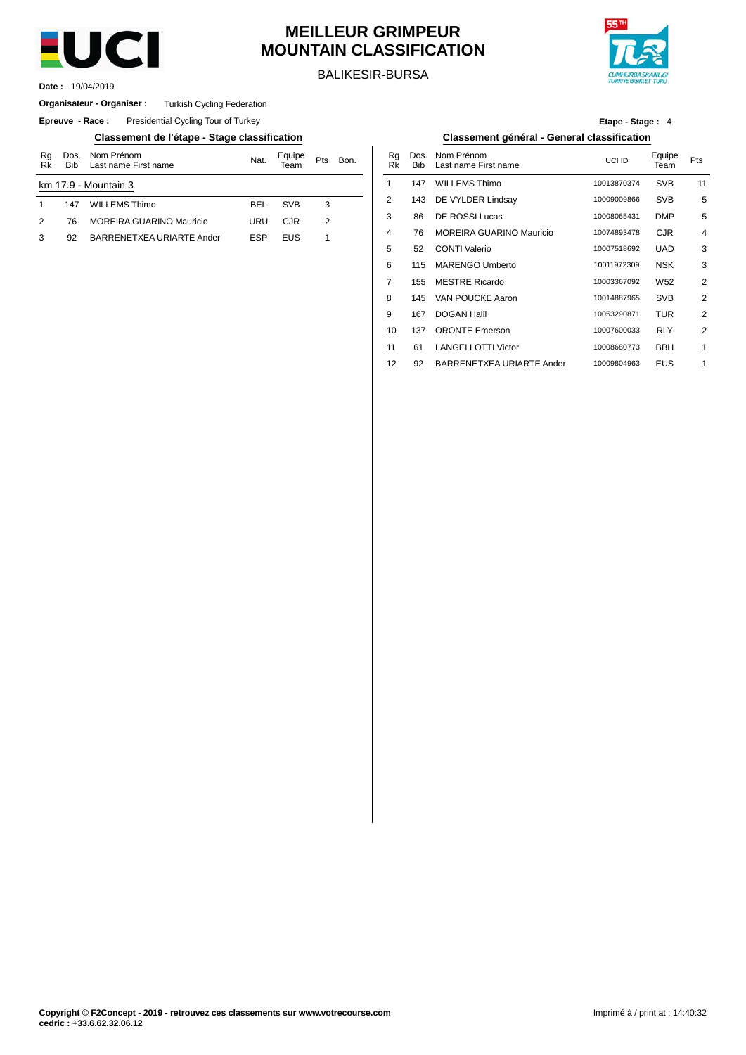# MEILLEUR GRIMPEUR
# MOUNTAIN CLASSIFICATION

BALIKESIR-BURSA

**Date :** 19/04/2019

**Organisateur - Organiser :** Turkish Cycling Federation

**Epreuve - Race :** Presidential Cycling Tour of Turkey

**Etape - Stage :** 4

## Classement de l'étape - Stage classification

| Rg Rk | Dos. Bib | Nom Prénom Last name First name | Nat. | Equipe Team | Pts | Bon. |
|---|---|---|---|---|---|---|
| km 17.9 - Mountain 3 | | | | | | |
| 1 | 147 | WILLEMS Thimo | BEL | SVB | 3 | |
| 2 | 76 | MOREIRA GUARINO Mauricio | URU | CJR | 2 | |
| 3 | 92 | BARRENETXEA URIARTE Ander | ESP | EUS | 1 | |

## Classement général - General classification

| Rg Rk | Dos. Bib | Nom Prénom Last name First name | UCI ID | Equipe Team | Pts |
|---|---|---|---|---|---|
| 1 | 147 | WILLEMS Thimo | 10013870374 | SVB | 11 |
| 2 | 143 | DE VYLDER Lindsay | 10009009866 | SVB | 5 |
| 3 | 86 | DE ROSSI Lucas | 10008065431 | DMP | 5 |
| 4 | 76 | MOREIRA GUARINO Mauricio | 10074893478 | CJR | 4 |
| 5 | 52 | CONTI Valerio | 10007518692 | UAD | 3 |
| 6 | 115 | MARENGO Umberto | 10011972309 | NSK | 3 |
| 7 | 155 | MESTRE Ricardo | 10003367092 | W52 | 2 |
| 8 | 145 | VAN POUCKE Aaron | 10014887965 | SVB | 2 |
| 9 | 167 | DOGAN Halil | 10053290871 | TUR | 2 |
| 10 | 137 | ORONTE Emerson | 10007600033 | RLY | 2 |
| 11 | 61 | LANGELLOTTI Victor | 10008680773 | BBH | 1 |
| 12 | 92 | BARRENETXEA URIARTE Ander | 10009804963 | EUS | 1 |

**Copyright © F2Concept - 2019 - retrouvez ces classements sur www.votrecourse.com**
**cedric : +33.6.62.32.06.12**

Imprimé à / print at : 14:40:32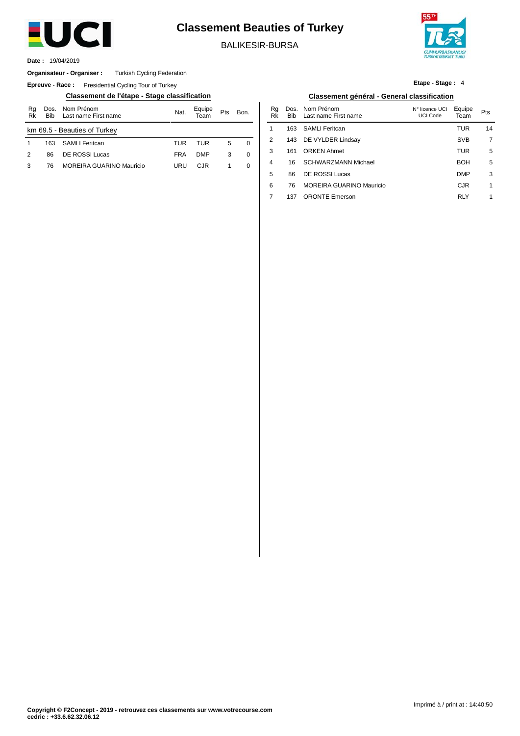# Classement Beauties of Turkey

BALIKESIR-BURSA

**Date :** 19/04/2019

**Organisateur - Organiser :** Turkish Cycling Federation

**Epreuve - Race :** Presidential Cycling Tour of Turkey

**Etape - Stage :** 4

## Classement de l'étape - Stage classification

km 69.5 - Beauties of Turkey

| Rg Rk | Dos. Bib | Nom Prénom Last name First name | Nat. | Equipe Team | Pts | Bon. |
|---|---|---|---|---|---|---|
| 1 | 163 | SAMLI Feritcan | TUR | TUR | 5 | 0 |
| 2 | 86 | DE ROSSI Lucas | FRA | DMP | 3 | 0 |
| 3 | 76 | MOREIRA GUARINO Mauricio | URU | CJR | 1 | 0 |

## Classement général - General classification

| Rg Rk | Dos. Bib | Nom Prénom Last name First name | N° licence UCI UCI Code | Equipe Team | Pts |
|---|---|---|---|---|---|
| 1 | 163 | SAMLI Feritcan | | TUR | 14 |
| 2 | 143 | DE VYLDER Lindsay | | SVB | 7 |
| 3 | 161 | ORKEN Ahmet | | TUR | 5 |
| 4 | 16 | SCHWARZMANN Michael | | BOH | 5 |
| 5 | 86 | DE ROSSI Lucas | | DMP | 3 |
| 6 | 76 | MOREIRA GUARINO Mauricio | | CJR | 1 |
| 7 | 137 | ORONTE Emerson | | RLY | 1 |

Imprimé à / print at : 14:40:50

**Copyright © F2Concept - 2019 - retrouvez ces classements sur www.votrecourse.com**
**cedric : +33.6.62.32.06.12**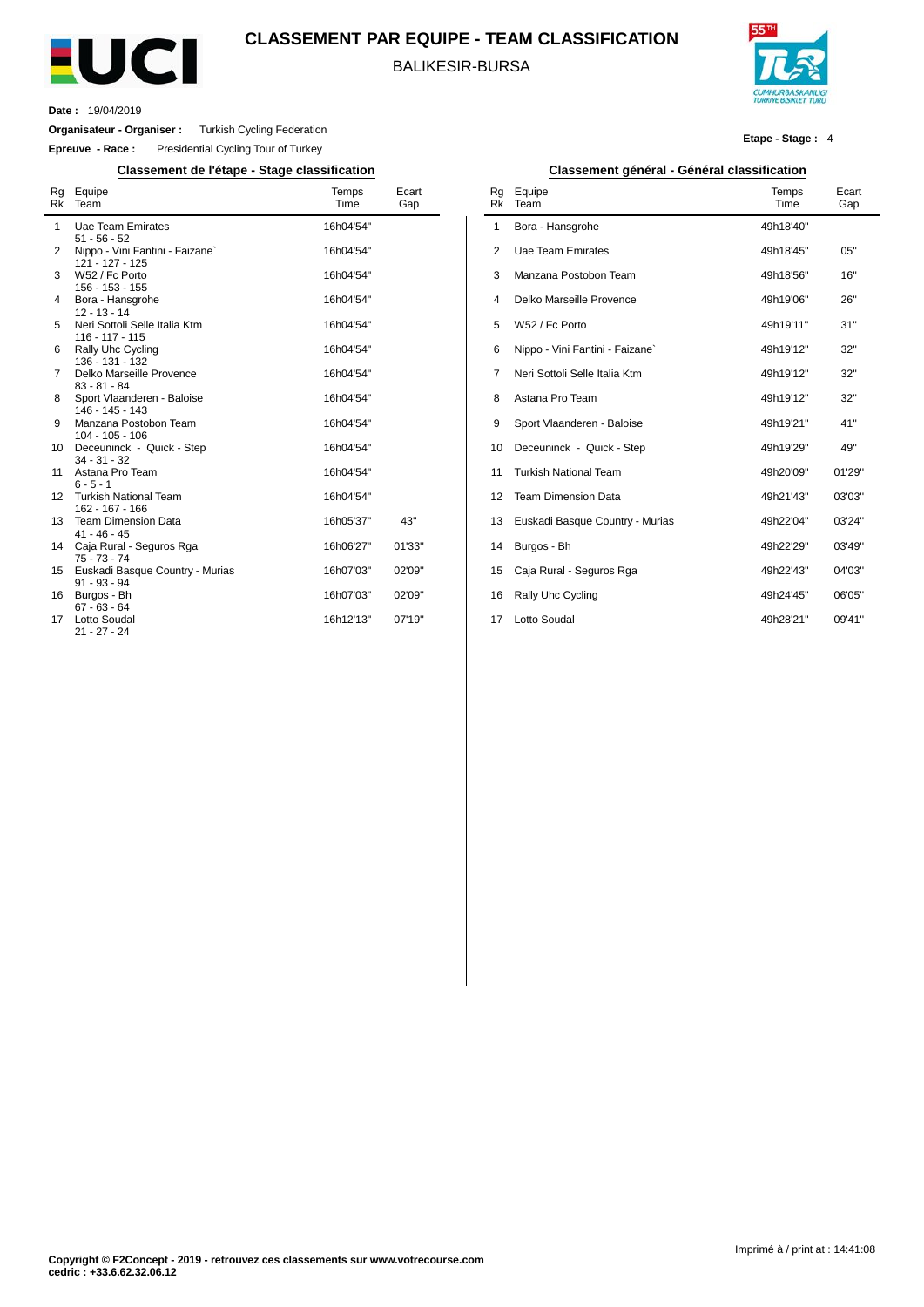# CLASSEMENT PAR EQUIPE - TEAM CLASSIFICATION

BALIKESIR-BURSA

**Date :** 19/04/2019

**Organisateur - Organiser :** Turkish Cycling Federation

**Epreuve - Race :** Presidential Cycling Tour of Turkey

**Etape - Stage :** 4

## Classement de l'étape - Stage classification

| Rg Rk | Equipe Team | Temps Time | Ecart Gap |
|---|---|---|---|
| 1 | Uae Team Emirates<br>51 - 56 - 52 | 16h04'54" | |
| 2 | Nippo - Vini Fantini - Faizane`<br>121 - 127 - 125 | 16h04'54" | |
| 3 | W52 / Fc Porto<br>156 - 153 - 155 | 16h04'54" | |
| 4 | Bora - Hansgrohe<br>12 - 13 - 14 | 16h04'54" | |
| 5 | Neri Sottoli Selle Italia Ktm<br>116 - 117 - 115 | 16h04'54" | |
| 6 | Rally Uhc Cycling<br>136 - 131 - 132 | 16h04'54" | |
| 7 | Delko Marseille Provence<br>83 - 81 - 84 | 16h04'54" | |
| 8 | Sport Vlaanderen - Baloise<br>146 - 145 - 143 | 16h04'54" | |
| 9 | Manzana Postobon Team<br>104 - 105 - 106 | 16h04'54" | |
| 10 | Deceuninck - Quick - Step<br>34 - 31 - 32 | 16h04'54" | |
| 11 | Astana Pro Team<br>6 - 5 - 1 | 16h04'54" | |
| 12 | Turkish National Team<br>162 - 167 - 166 | 16h04'54" | |
| 13 | Team Dimension Data<br>41 - 46 - 45 | 16h05'37" | 43" |
| 14 | Caja Rural - Seguros Rga<br>75 - 73 - 74 | 16h06'27" | 01'33" |
| 15 | Euskadi Basque Country - Murias<br>91 - 93 - 94 | 16h07'03" | 02'09" |
| 16 | Burgos - Bh<br>67 - 63 - 64 | 16h07'03" | 02'09" |
| 17 | Lotto Soudal<br>21 - 27 - 24 | 16h12'13" | 07'19" |

## Classement général - Général classification

| Rg Rk | Equipe Team | Temps Time | Ecart Gap |
|---|---|---|---|
| 1 | Bora - Hansgrohe | 49h18'40" | |
| 2 | Uae Team Emirates | 49h18'45" | 05" |
| 3 | Manzana Postobon Team | 49h18'56" | 16" |
| 4 | Delko Marseille Provence | 49h19'06" | 26" |
| 5 | W52 / Fc Porto | 49h19'11" | 31" |
| 6 | Nippo - Vini Fantini - Faizane` | 49h19'12" | 32" |
| 7 | Neri Sottoli Selle Italia Ktm | 49h19'12" | 32" |
| 8 | Astana Pro Team | 49h19'12" | 32" |
| 9 | Sport Vlaanderen - Baloise | 49h19'21" | 41" |
| 10 | Deceuninck - Quick - Step | 49h19'29" | 49" |
| 11 | Turkish National Team | 49h20'09" | 01'29" |
| 12 | Team Dimension Data | 49h21'43" | 03'03" |
| 13 | Euskadi Basque Country - Murias | 49h22'04" | 03'24" |
| 14 | Burgos - Bh | 49h22'29" | 03'49" |
| 15 | Caja Rural - Seguros Rga | 49h22'43" | 04'03" |
| 16 | Rally Uhc Cycling | 49h24'45" | 06'05" |
| 17 | Lotto Soudal | 49h28'21" | 09'41" |

**Copyright © F2Concept - 2019 - retrouvez ces classements sur www.votrecourse.com**
**cedric : +33.6.62.32.06.12**

Imprimé à / print at : 14:41:08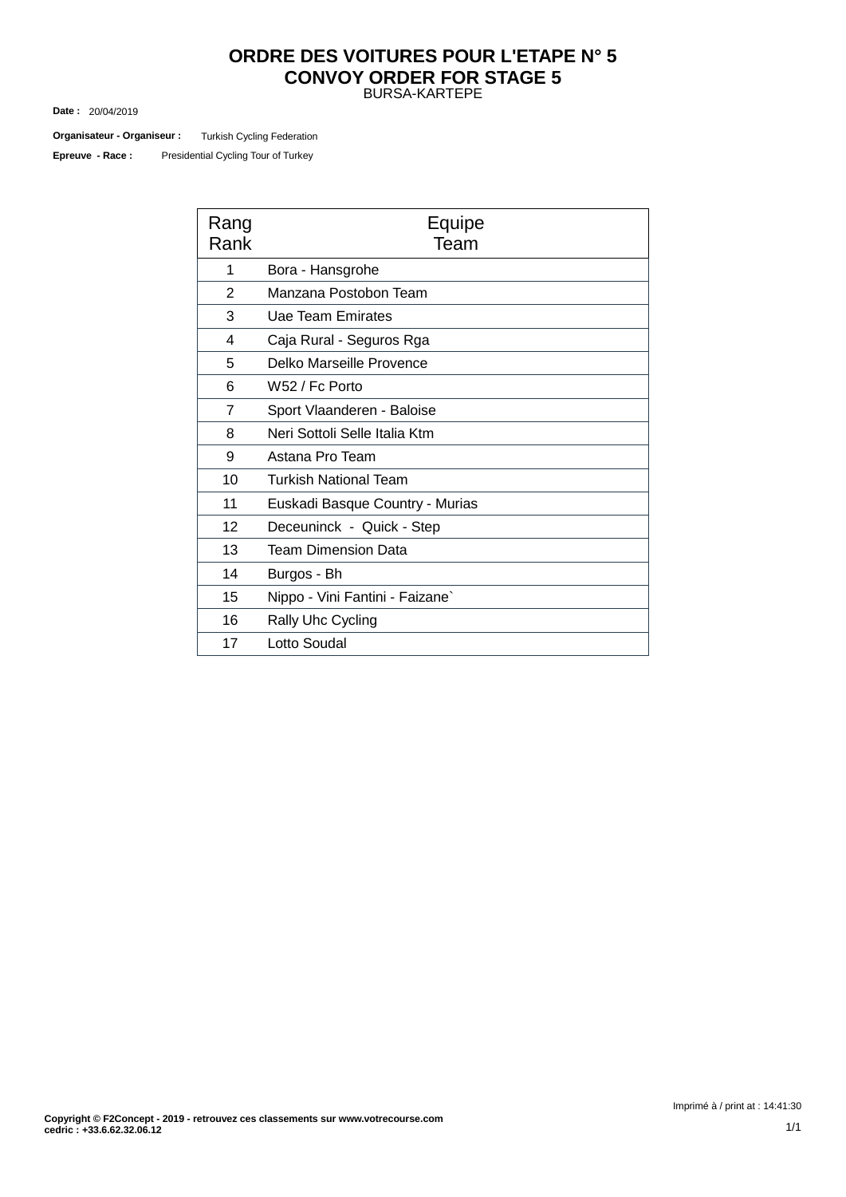# ORDRE DES VOITURES POUR L'ETAPE N° 5
# CONVOY ORDER FOR STAGE 5

BURSA-KARTEPE

**Date :** 20/04/2019

**Organisateur - Organiseur :** Turkish Cycling Federation

**Epreuve - Race :** Presidential Cycling Tour of Turkey

| Rang<br>Rank | Equipe<br>Team |
|---|---|
| 1 | Bora - Hansgrohe |
| 2 | Manzana Postobon Team |
| 3 | Uae Team Emirates |
| 4 | Caja Rural - Seguros Rga |
| 5 | Delko Marseille Provence |
| 6 | W52 / Fc Porto |
| 7 | Sport Vlaanderen - Baloise |
| 8 | Neri Sottoli Selle Italia Ktm |
| 9 | Astana Pro Team |
| 10 | Turkish National Team |
| 11 | Euskadi Basque Country - Murias |
| 12 | Deceuninck - Quick - Step |
| 13 | Team Dimension Data |
| 14 | Burgos - Bh |
| 15 | Nippo - Vini Fantini - Faizane` |
| 16 | Rally Uhc Cycling |
| 17 | Lotto Soudal |

Imprimé à / print at : 14:41:30

**Copyright © F2Concept - 2019 - retrouvez ces classements sur www.votrecourse.com**
**cedric : +33.6.62.32.06.12**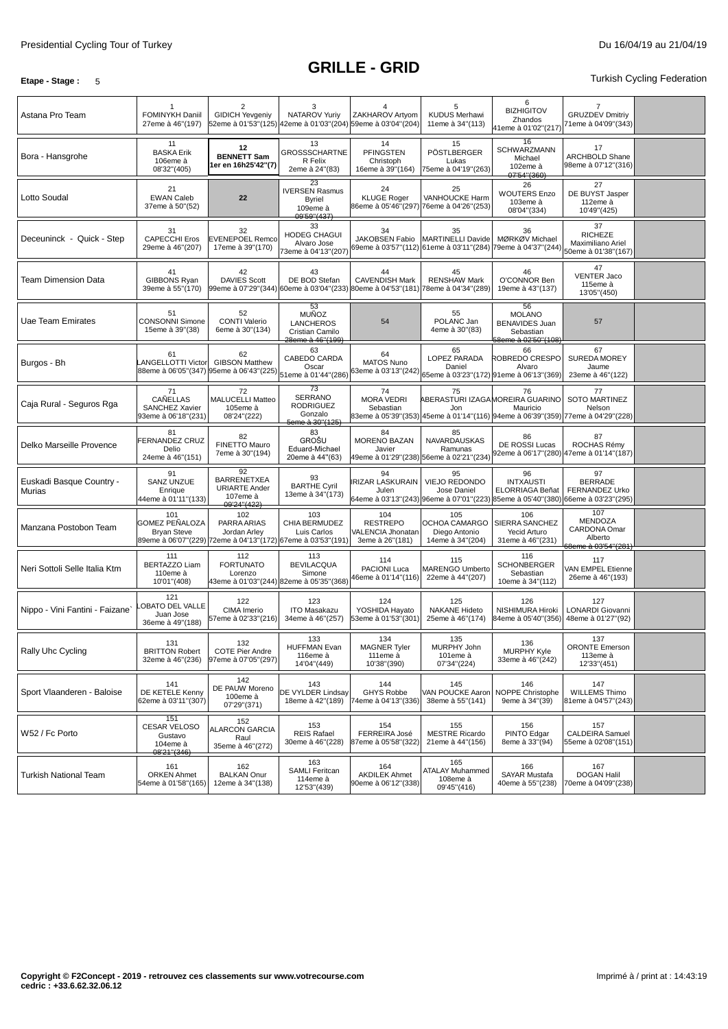Presidential Cycling Tour of Turkey

Du 16/04/19 au 21/04/19

# GRILLE - GRID

**Etape - Stage :** 5

Turkish Cycling Federation

| Team | 1 | 2 | 3 | 4 | 5 | 6 | 7 | |
|---|---|---|---|---|---|---|---|---|
| Astana Pro Team | 1 FOMINYKH Daniil 27eme à 46''(197) | 2 GIDICH Yevgeniy 52eme à 01'53''(125) | 3 NATAROV Yuriy 42eme à 01'03''(204) | 4 ZAKHAROV Artyom 59eme à 03'04''(204) | 5 KUDUS Merhawi 11eme à 34''(113) | 6 BIZHIGITOV Zhandos 41eme à 01'02''(217) | 7 GRUZDEV Dmitriy 71eme à 04'09''(343) | |
| Bora - Hansgrohe | 11 BASKA Erik 106eme à 08'32''(405) | **12 BENNETT Sam 1er en 16h25'42''(7)** | 13 GROSSSCHARTNER Felix 2eme à 24''(83) | 14 PFINGSTEN Christoph 16eme à 39''(164) | 15 PÖSTLBERGER Lukas 75eme à 04'19''(263) | 16 SCHWARZMANN Michael 102eme à 07'54''(360) | 17 ARCHBOLD Shane 98eme à 07'12''(316) | |
| Lotto Soudal | 21 EWAN Caleb 37eme à 50''(52) | 22 | 23 IVERSEN Rasmus Byriel 109eme à 09'59''(437) | 24 KLUGE Roger 86eme à 05'46''(297) | 25 VANHOUCKE Harm 76eme à 04'26''(253) | 26 WOUTERS Enzo 103eme à 08'04''(334) | 27 DE BUYST Jasper 112eme à 10'49''(425) | |
| Deceuninck - Quick - Step | 31 CAPECCHI Eros 29eme à 46''(207) | 32 EVENEPOEL Remco 17eme à 39''(170) | 33 HODEG CHAGUI Alvaro Jose 73eme à 04'13''(207) | 34 JAKOBSEN Fabio 69eme à 03'57''(112) | 35 MARTINELLI Davide 61eme à 03'11''(284) | 36 MØRKØV Michael 79eme à 04'37''(244) | 37 RICHEZE Maximiliano Ariel 50eme à 01'38''(167) | |
| Team Dimension Data | 41 GIBBONS Ryan 39eme à 55''(170) | 42 DAVIES Scott 99eme à 07'29''(344) | 43 DE BOD Stefan 60eme à 03'04''(233) | 44 CAVENDISH Mark 80eme à 04'53''(181) | 45 RENSHAW Mark 78eme à 04'34''(289) | 46 O'CONNOR Ben 19eme à 43''(137) | 47 VENTER Jaco 115eme à 13'05''(450) | |
| Uae Team Emirates | 51 CONSONNI Simone 15eme à 39''(38) | 52 CONTI Valerio 6eme à 30''(134) | 53 MUÑOZ LANCHEROS Cristian Camilo 28eme à 46''(199) | 54 | 55 POLANC Jan 4eme à 30''(83) | 56 MOLANO BENAVIDES Juan Sebastian 58eme à 02'50''(108) | 57 | |
| Burgos - Bh | 61 LANGELLOTTI Victor 88eme à 06'05''(347) | 62 GIBSON Matthew 95eme à 06'43''(225) | 63 CABEDO CARDA Oscar 51eme à 01'44''(286) | 64 MATOS Nuno 63eme à 03'13''(242) | 65 LOPEZ PARADA Daniel 65eme à 03'23''(172) | 66 ROBREDO CRESPO Alvaro 91eme à 06'13''(369) | 67 SUREDA MOREY Jaume 23eme à 46''(122) | |
| Caja Rural - Seguros Rga | 71 CAÑELLAS SANCHEZ Xavier 93eme à 06'18''(231) | 72 MALUCELLI Matteo 105eme à 08'24''(222) | 73 SERRANO RODRIGUEZ Gonzalo 5eme à 30''(125) | 74 MORA VEDRI Sebastian 83eme à 05'39''(353) | 75 ABERASTURI IZAGA Jon 45eme à 01'14''(116) | 76 MOREIRA GUARINO Mauricio 94eme à 06'39''(359) | 77 SOTO MARTINEZ Nelson 77eme à 04'29''(228) | |
| Delko Marseille Provence | 81 FERNANDEZ CRUZ Delio 24eme à 46''(151) | 82 FINETTO Mauro 7eme à 30''(194) | 83 GROŠU Eduard-Michael 20eme à 44''(63) | 84 MORENO BAZAN Javier 49eme à 01'29''(238) | 85 NAVARDAUSKAS Ramunas 56eme à 02'21''(234) | 86 DE ROSSI Lucas 92eme à 06'17''(280) | 87 ROCHAS Rémy 47eme à 01'14''(187) | |
| Euskadi Basque Country - Murias | 91 SANZ UNZUE Enrique 44eme à 01'11''(133) | 92 BARRENETXEA URIARTE Ander 107eme à 09'24''(422) | 93 BARTHE Cyril 13eme à 34''(173) | 94 IRIZAR LASKURAIN Julen 64eme à 03'13''(243) | 95 VIEJO REDONDO Jose Daniel 96eme à 07'01''(223) | 96 INTXAUSTI ELORRIAGA Beñat 85eme à 05'40''(380) | 97 BERRADE FERNANDEZ Urko 66eme à 03'23''(295) | |
| Manzana Postobon Team | 101 GOMEZ PEÑALOZA Bryan Steve 89eme à 06'07''(229) | 102 PARRA ARIAS Jordan Arley 72eme à 04'13''(172) | 103 CHIA BERMUDEZ Luis Carlos 67eme à 03'53''(191) | 104 RESTREPO VALENCIA Jhonatan 3eme à 26''(181) | 105 OCHOA CAMARGO Diego Antonio 14eme à 34''(204) | 106 SIERRA SANCHEZ Yecid Arturo 31eme à 46''(231) | 107 MENDOZA CARDONA Omar Alberto 68eme à 03'54''(281) | |
| Neri Sottoli Selle Italia Ktm | 111 BERTAZZO Liam 110eme à 10'01''(408) | 112 FORTUNATO Lorenzo 43eme à 01'03''(244) | 113 BEVILACQUA Simone 82eme à 05'35''(368) | 114 PACIONI Luca 46eme à 01'14''(116) | 115 MARENGO Umberto 22eme à 44''(207) | 116 SCHONBERGER Sebastian 10eme à 34''(112) | 117 VAN EMPEL Etienne 26eme à 46''(193) | |
| Nippo - Vini Fantini - Faizane` | 121 LOBATO DEL VALLE Juan Jose 36eme à 49''(188) | 122 CIMA Imerio 57eme à 02'33''(216) | 123 ITO Masakazu 34eme à 46''(257) | 124 YOSHIDA Hayato 53eme à 01'53''(301) | 125 NAKANE Hideto 25eme à 46''(174) | 126 NISHIMURA Hiroki 84eme à 05'40''(356) | 127 LONARDI Giovanni 48eme à 01'27''(92) | |
| Rally Uhc Cycling | 131 BRITTON Robert 32eme à 46''(236) | 132 COTE Pier Andre 97eme à 07'05''(297) | 133 HUFFMAN Evan 116eme à 14'04''(449) | 134 MAGNER Tyler 111eme à 10'38''(390) | 135 MURPHY John 101eme à 07'34''(224) | 136 MURPHY Kyle 33eme à 46''(242) | 137 ORONTE Emerson 113eme à 12'33''(451) | |
| Sport Vlaanderen - Baloise | 141 DE KETELE Kenny 62eme à 03'11''(307) | 142 DE PAUW Moreno 100eme à 07'29''(371) | 143 DE VYLDER Lindsay 18eme à 42''(189) | 144 GHYS Robbe 74eme à 04'13''(336) | 145 VAN POUCKE Aaron 38eme à 55''(141) | 146 NOPPE Christophe 9eme à 34''(39) | 147 WILLEMS Thimo 81eme à 04'57''(243) | |
| W52 / Fc Porto | 151 CESAR VELOSO Gustavo 104eme à 08'21''(346) | 152 ALARCON GARCIA Raul 35eme à 46''(272) | 153 REIS Rafael 30eme à 46''(228) | 154 FERREIRA José 87eme à 05'58''(322) | 155 MESTRE Ricardo 21eme à 44''(156) | 156 PINTO Edgar 8eme à 33''(94) | 157 CALDEIRA Samuel 55eme à 02'08''(151) | |
| Turkish National Team | 161 ORKEN Ahmet 54eme à 01'58''(165) | 162 BALKAN Onur 12eme à 34''(138) | 163 SAMLI Feritcan 114eme à 12'53''(439) | 164 AKDILEK Ahmet 90eme à 06'12''(338) | 165 ATALAY Muhammed 108eme à 09'45''(416) | 166 SAYAR Mustafa 40eme à 55''(238) | 167 DOGAN Halil 70eme à 04'09''(238) | |

**Copyright © F2Concept - 2019 - retrouvez ces classements sur www.votrecourse.com**
**cedric : +33.6.62.32.06.12**

Imprimé à / print at : 14:43:19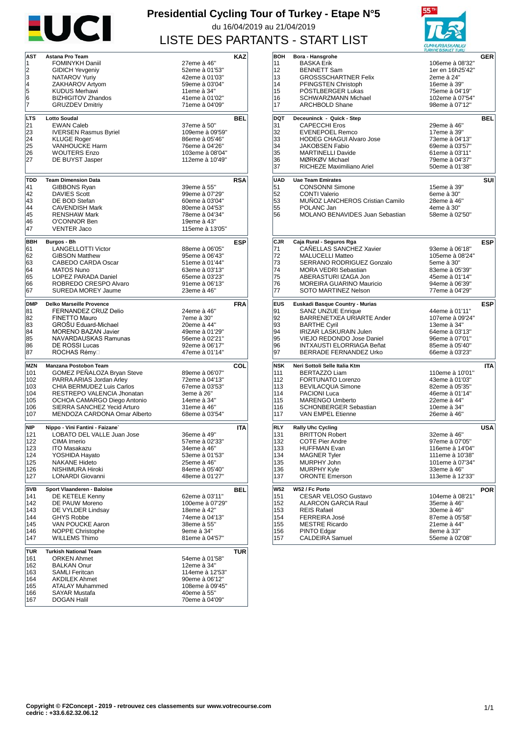# Presidential Cycling Tour of Turkey - Etape N°5

du 16/04/2019 au 21/04/2019

## LISTE DES PARTANTS - START LIST

| AST | Astana Pro Team | | KAZ |
|---|---|---|---|
| 1 | FOMINYKH Daniil | 27eme à 46" | |
| 2 | GIDICH Yevgeniy | 52eme à 01'53" | |
| 3 | NATAROV Yuriy | 42eme à 01'03" | |
| 4 | ZAKHAROV Artyom | 59eme à 03'04" | |
| 5 | KUDUS Merhawi | 11eme à 34" | |
| 6 | BIZHIGITOV Zhandos | 41eme à 01'02" | |
| 7 | GRUZDEV Dmitriy | 71eme à 04'09" | |

| BOH | Bora - Hansgrohe | | GER |
|---|---|---|---|
| 11 | BASKA Erik | 106eme à 08'32" | |
| 12 | BENNETT Sam | 1er en 16h25'42" | |
| 13 | GROSSSCHARTNER Felix | 2eme à 24" | |
| 14 | PFINGSTEN Christoph | 16eme à 39" | |
| 15 | PÖSTLBERGER Lukas | 75eme à 04'19" | |
| 16 | SCHWARZMANN Michael | 102eme à 07'54" | |
| 17 | ARCHBOLD Shane | 98eme à 07'12" | |

| LTS | Lotto Soudal | | BEL |
|---|---|---|---|
| 21 | EWAN Caleb | 37eme à 50" | |
| 23 | IVERSEN Rasmus Byriel | 109eme à 09'59" | |
| 24 | KLUGE Roger | 86eme à 05'46" | |
| 25 | VANHOUCKE Harm | 76eme à 04'26" | |
| 26 | WOUTERS Enzo | 103eme à 08'04" | |
| 27 | DE BUYST Jasper | 112eme à 10'49" | |

| DQT | Deceuninck - Quick - Step | | BEL |
|---|---|---|---|
| 31 | CAPECCHI Eros | 29eme à 46" | |
| 32 | EVENEPOEL Remco | 17eme à 39" | |
| 33 | HODEG CHAGUI Alvaro Jose | 73eme à 04'13" | |
| 34 | JAKOBSEN Fabio | 69eme à 03'57" | |
| 35 | MARTINELLI Davide | 61eme à 03'11" | |
| 36 | MØRKØV Michael | 79eme à 04'37" | |
| 37 | RICHEZE Maximiliano Ariel | 50eme à 01'38" | |

| TDD | Team Dimension Data | | RSA |
|---|---|---|---|
| 41 | GIBBONS Ryan | 39eme à 55" | |
| 42 | DAVIES Scott | 99eme à 07'29" | |
| 43 | DE BOD Stefan | 60eme à 03'04" | |
| 44 | CAVENDISH Mark | 80eme à 04'53" | |
| 45 | RENSHAW Mark | 78eme à 04'34" | |
| 46 | O'CONNOR Ben | 19eme à 43" | |
| 47 | VENTER Jaco | 115eme à 13'05" | |

| UAD | Uae Team Emirates | | SUI |
|---|---|---|---|
| 51 | CONSONNI Simone | 15eme à 39" | |
| 52 | CONTI Valerio | 6eme à 30" | |
| 53 | MUÑOZ LANCHEROS Cristian Camilo | 28eme à 46" | |
| 55 | POLANC Jan | 4eme à 30" | |
| 56 | MOLANO BENAVIDES Juan Sebastian | 58eme à 02'50" | |

| BBH | Burgos - Bh | | ESP |
|---|---|---|---|
| 61 | LANGELLOTTI Victor | 88eme à 06'05" | |
| 62 | GIBSON Matthew | 95eme à 06'43" | |
| 63 | CABEDO CARDA Oscar | 51eme à 01'44" | |
| 64 | MATOS Nuno | 63eme à 03'13" | |
| 65 | LOPEZ PARADA Daniel | 65eme à 03'23" | |
| 66 | ROBREDO CRESPO Alvaro | 91eme à 06'13" | |
| 67 | SUREDA MOREY Jaume | 23eme à 46" | |

| CJR | Caja Rural - Seguros Rga | | ESP |
|---|---|---|---|
| 71 | CAÑELLAS SANCHEZ Xavier | 93eme à 06'18" | |
| 72 | MALUCELLI Matteo | 105eme à 08'24" | |
| 73 | SERRANO RODRIGUEZ Gonzalo | 5eme à 30" | |
| 74 | MORA VEDRI Sebastian | 83eme à 05'39" | |
| 75 | ABERASTURI IZAGA Jon | 45eme à 01'14" | |
| 76 | MOREIRA GUARINO Mauricio | 94eme à 06'39" | |
| 77 | SOTO MARTINEZ Nelson | 77eme à 04'29" | |

| DMP | Delko Marseille Provence | | FRA |
|---|---|---|---|
| 81 | FERNANDEZ CRUZ Delio | 24eme à 46" | |
| 82 | FINETTO Mauro | 7eme à 30" | |
| 83 | GROŠU Eduard-Michael | 20eme à 44" | |
| 84 | MORENO BAZAN Javier | 49eme à 01'29" | |
| 85 | NAVARDAUSKAS Ramunas | 56eme à 02'21" | |
| 86 | DE ROSSI Lucas | 92eme à 06'17" | |
| 87 | ROCHAS Rémy | 47eme à 01'14" | |

| EUS | Euskadi Basque Country - Murias | | ESP |
|---|---|---|---|
| 91 | SANZ UNZUE Enrique | 44eme à 01'11" | |
| 92 | BARRENETXEA URIARTE Ander | 107eme à 09'24" | |
| 93 | BARTHE Cyril | 13eme à 34" | |
| 94 | IRIZAR LASKURAIN Julen | 64eme à 03'13" | |
| 95 | VIEJO REDONDO Jose Daniel | 96eme à 07'01" | |
| 96 | INTXAUSTI ELORRIAGA Beñat | 85eme à 05'40" | |
| 97 | BERRADE FERNANDEZ Urko | 66eme à 03'23" | |

| MZN | Manzana Postobon Team | | COL |
|---|---|---|---|
| 101 | GOMEZ PEÑALOZA Bryan Steve | 89eme à 06'07" | |
| 102 | PARRA ARIAS Jordan Arley | 72eme à 04'13" | |
| 103 | CHIA BERMUDEZ Luis Carlos | 67eme à 03'53" | |
| 104 | RESTREPO VALENCIA Jhonatan | 3eme à 26" | |
| 105 | OCHOA CAMARGO Diego Antonio | 14eme à 34" | |
| 106 | SIERRA SANCHEZ Yecid Arturo | 31eme à 46" | |
| 107 | MENDOZA CARDONA Omar Alberto | 68eme à 03'54" | |

| NSK | Neri Sottoli Selle Italia Ktm | | ITA |
|---|---|---|---|
| 111 | BERTAZZO Liam | 110eme à 10'01" | |
| 112 | FORTUNATO Lorenzo | 43eme à 01'03" | |
| 113 | BEVILACQUA Simone | 82eme à 05'35" | |
| 114 | PACIONI Luca | 46eme à 01'14" | |
| 115 | MARENGO Umberto | 22eme à 44" | |
| 116 | SCHONBERGER Sebastian | 10eme à 34" | |
| 117 | VAN EMPEL Etienne | 26eme à 46" | |

| NIP | Nippo - Vini Fantini - Faizane` | | ITA |
|---|---|---|---|
| 121 | LOBATO DEL VALLE Juan Jose | 36eme à 49" | |
| 122 | CIMA Imerio | 57eme à 02'33" | |
| 123 | ITO Masakazu | 34eme à 46" | |
| 124 | YOSHIDA Hayato | 53eme à 01'53" | |
| 125 | NAKANE Hideto | 25eme à 46" | |
| 126 | NISHIMURA Hiroki | 84eme à 05'40" | |
| 127 | LONARDI Giovanni | 48eme à 01'27" | |

| RLY | Rally Uhc Cycling | | USA |
|---|---|---|---|
| 131 | BRITTON Robert | 32eme à 46" | |
| 132 | COTE Pier Andre | 97eme à 07'05" | |
| 133 | HUFFMAN Evan | 116eme à 14'04" | |
| 134 | MAGNER Tyler | 111eme à 10'38" | |
| 135 | MURPHY John | 101eme à 07'34" | |
| 136 | MURPHY Kyle | 33eme à 46" | |
| 137 | ORONTE Emerson | 113eme à 12'33" | |

| SVB | Sport Vlaanderen - Baloise | | BEL |
|---|---|---|---|
| 141 | DE KETELE Kenny | 62eme à 03'11" | |
| 142 | DE PAUW Moreno | 100eme à 07'29" | |
| 143 | DE VYLDER Lindsay | 18eme à 42" | |
| 144 | GHYS Robbe | 74eme à 04'13" | |
| 145 | VAN POUCKE Aaron | 38eme à 55" | |
| 146 | NOPPE Christophe | 9eme à 34" | |
| 147 | WILLEMS Thimo | 81eme à 04'57" | |

| W52 | W52 / Fc Porto | | POR |
|---|---|---|---|
| 151 | CESAR VELOSO Gustavo | 104eme à 08'21" | |
| 152 | ALARCON GARCIA Raul | 35eme à 46" | |
| 153 | REIS Rafael | 30eme à 46" | |
| 154 | FERREIRA José | 87eme à 05'58" | |
| 155 | MESTRE Ricardo | 21eme à 44" | |
| 156 | PINTO Edgar | 8eme à 33" | |
| 157 | CALDEIRA Samuel | 55eme à 02'08" | |

| TUR | Turkish National Team | | TUR |
|---|---|---|---|
| 161 | ORKEN Ahmet | 54eme à 01'58" | |
| 162 | BALKAN Onur | 12eme à 34" | |
| 163 | SAMLI Feritcan | 114eme à 12'53" | |
| 164 | AKDILEK Ahmet | 90eme à 06'12" | |
| 165 | ATALAY Muhammed | 108eme à 09'45" | |
| 166 | SAYAR Mustafa | 40eme à 55" | |
| 167 | DOGAN Halil | 70eme à 04'09" | |

**Copyright © F2Concept - 2019 - retrouvez ces classements sur www.votrecourse.com**
**cedric : +33.6.62.32.06.12**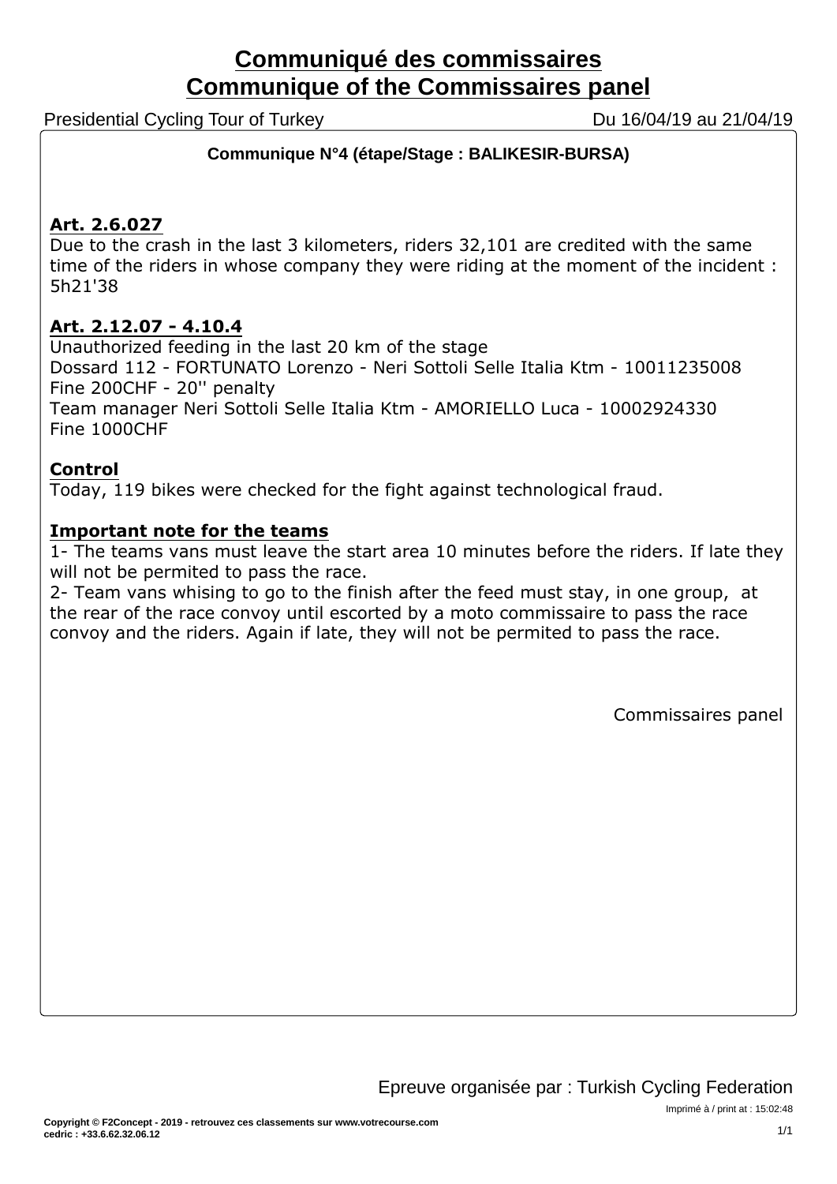# Communiqué des commissaires
# Communique of the Commissaires panel

Presidential Cycling Tour of Turkey — Du 16/04/19 au 21/04/19

**Communique N°4 (étape/Stage : BALIKESIR-BURSA)**

**Art. 2.6.027**

Due to the crash in the last 3 kilometers, riders 32,101 are credited with the same time of the riders in whose company they were riding at the moment of the incident : 5h21'38

**Art. 2.12.07 - 4.10.4**

Unauthorized feeding in the last 20 km of the stage
Dossard 112 - FORTUNATO Lorenzo - Neri Sottoli Selle Italia Ktm - 10011235008
Fine 200CHF - 20'' penalty
Team manager Neri Sottoli Selle Italia Ktm - AMORIELLO Luca - 10002924330
Fine 1000CHF

**Control**

Today, 119 bikes were checked for the fight against technological fraud.

**Important note for the teams**

1- The teams vans must leave the start area 10 minutes before the riders. If late they will not be permited to pass the race.
2- Team vans whising to go to the finish after the feed must stay, in one group, at the rear of the race convoy until escorted by a moto commissaire to pass the race convoy and the riders. Again if late, they will not be permited to pass the race.

Commissaires panel

Epreuve organisée par : Turkish Cycling Federation

Imprimé à / print at : 15:02:48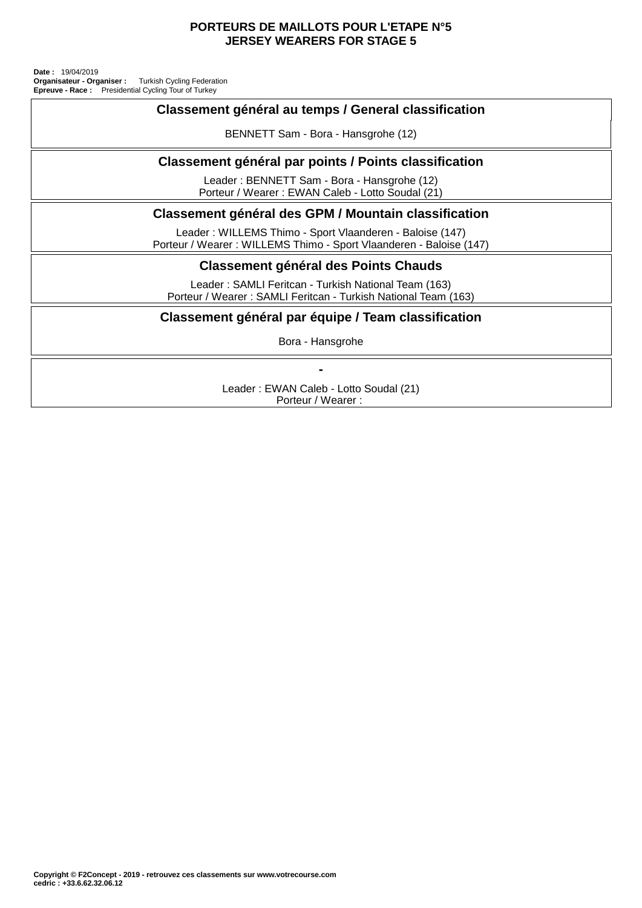# PORTEURS DE MAILLOTS POUR L'ETAPE N°5
# JERSEY WEARERS FOR STAGE 5

**Date :** 19/04/2019
**Organisateur - Organiser :** Turkish Cycling Federation
**Epreuve - Race :** Presidential Cycling Tour of Turkey

## Classement général au temps / General classification

BENNETT Sam - Bora - Hansgrohe (12)

## Classement général par points / Points classification

Leader : BENNETT Sam - Bora - Hansgrohe (12)
Porteur / Wearer : EWAN Caleb - Lotto Soudal (21)

## Classement général des GPM / Mountain classification

Leader : WILLEMS Thimo - Sport Vlaanderen - Baloise (147)
Porteur / Wearer : WILLEMS Thimo - Sport Vlaanderen - Baloise (147)

## Classement général des Points Chauds

Leader : SAMLI Feritcan - Turkish National Team (163)
Porteur / Wearer : SAMLI Feritcan - Turkish National Team (163)

## Classement général par équipe / Team classification

Bora - Hansgrohe

## -

Leader : EWAN Caleb - Lotto Soudal (21)
Porteur / Wearer :

**Copyright © F2Concept - 2019 - retrouvez ces classements sur www.votrecourse.com**
**cedric : +33.6.62.32.06.12**